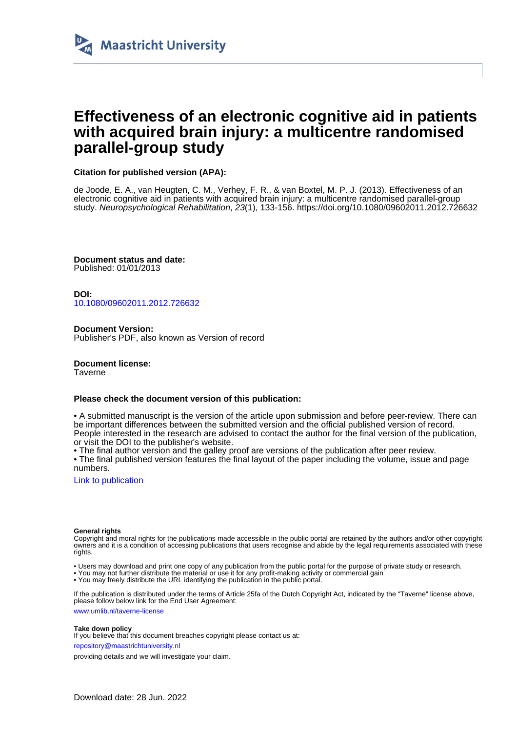Maastricht University

# Effectiveness of an electronic cognitive aid in patients with acquired brain injury: a multicentre randomised parallel-group study

**Citation for published version (APA):**

de Joode, E. A., van Heugten, C. M., Verhey, F. R., & van Boxtel, M. P. J. (2013). Effectiveness of an electronic cognitive aid in patients with acquired brain injury: a multicentre randomised parallel-group study. *Neuropsychological Rehabilitation*, *23*(1), 133-156. https://doi.org/10.1080/09602011.2012.726632

**Document status and date:**
Published: 01/01/2013

**DOI:**
10.1080/09602011.2012.726632

**Document Version:**
Publisher's PDF, also known as Version of record

**Document license:**
Taverne

**Please check the document version of this publication:**

• A submitted manuscript is the version of the article upon submission and before peer-review. There can be important differences between the submitted version and the official published version of record. People interested in the research are advised to contact the author for the final version of the publication, or visit the DOI to the publisher's website.
• The final author version and the galley proof are versions of the publication after peer review.
• The final published version features the final layout of the paper including the volume, issue and page numbers.

Link to publication

**General rights**
Copyright and moral rights for the publications made accessible in the public portal are retained by the authors and/or other copyright owners and it is a condition of accessing publications that users recognise and abide by the legal requirements associated with these rights.

• Users may download and print one copy of any publication from the public portal for the purpose of private study or research.
• You may not further distribute the material or use it for any profit-making activity or commercial gain
• You may freely distribute the URL identifying the publication in the public portal.

If the publication is distributed under the terms of Article 25fa of the Dutch Copyright Act, indicated by the "Taverne" license above, please follow below link for the End User Agreement:

www.umlib.nl/taverne-license

**Take down policy**
If you believe that this document breaches copyright please contact us at:

repository@maastrichtuniversity.nl

providing details and we will investigate your claim.

Download date: 28 Jun. 2022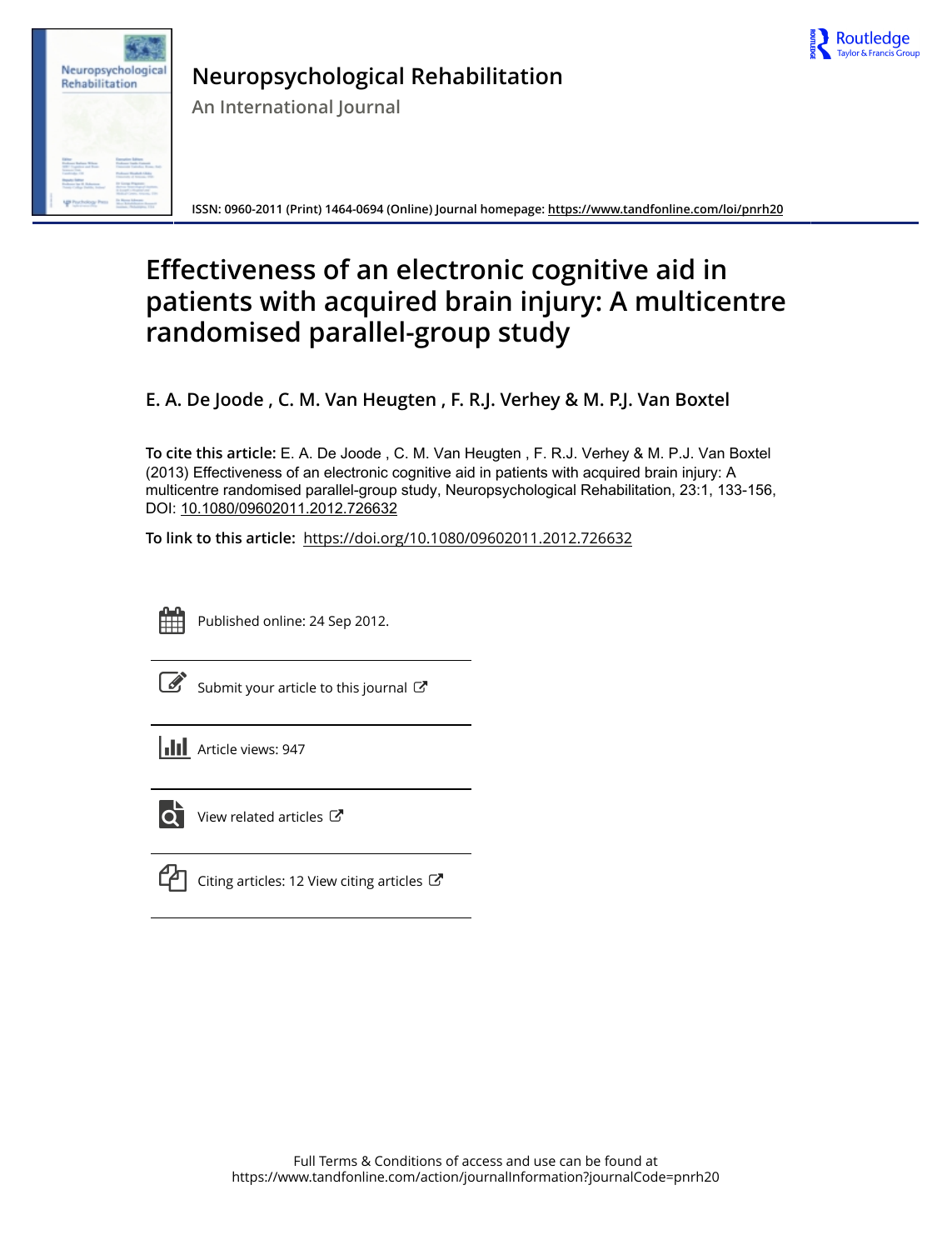# Neuropsychological Rehabilitation

An International Journal

ISSN: 0960-2011 (Print) 1464-0694 (Online) Journal homepage: https://www.tandfonline.com/loi/pnrh20

# Effectiveness of an electronic cognitive aid in patients with acquired brain injury: A multicentre randomised parallel-group study

**E. A. De Joode , C. M. Van Heugten , F. R.J. Verhey & M. P.J. Van Boxtel**

**To cite this article:** E. A. De Joode , C. M. Van Heugten , F. R.J. Verhey & M. P.J. Van Boxtel (2013) Effectiveness of an electronic cognitive aid in patients with acquired brain injury: A multicentre randomised parallel-group study, Neuropsychological Rehabilitation, 23:1, 133-156, DOI: 10.1080/09602011.2012.726632

**To link to this article:** https://doi.org/10.1080/09602011.2012.726632

Published online: 24 Sep 2012.

Submit your article to this journal

Article views: 947

View related articles

Citing articles: 12 View citing articles

Full Terms & Conditions of access and use can be found at
https://www.tandfonline.com/action/journalInformation?journalCode=pnrh20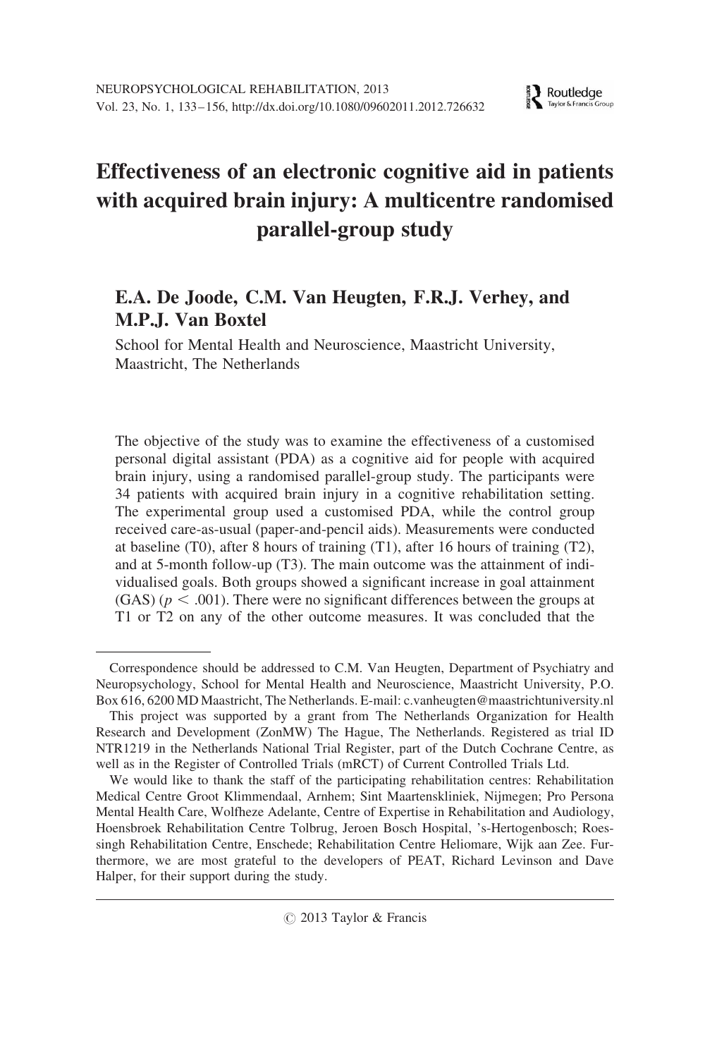# Effectiveness of an electronic cognitive aid in patients with acquired brain injury: A multicentre randomised parallel-group study

**E.A. De Joode, C.M. Van Heugten, F.R.J. Verhey, and M.P.J. Van Boxtel**

School for Mental Health and Neuroscience, Maastricht University, Maastricht, The Netherlands

The objective of the study was to examine the effectiveness of a customised personal digital assistant (PDA) as a cognitive aid for people with acquired brain injury, using a randomised parallel-group study. The participants were 34 patients with acquired brain injury in a cognitive rehabilitation setting. The experimental group used a customised PDA, while the control group received care-as-usual (paper-and-pencil aids). Measurements were conducted at baseline (T0), after 8 hours of training (T1), after 16 hours of training (T2), and at 5-month follow-up (T3). The main outcome was the attainment of individualised goals. Both groups showed a significant increase in goal attainment (GAS) ($p < .001$). There were no significant differences between the groups at T1 or T2 on any of the other outcome measures. It was concluded that the

---

Correspondence should be addressed to C.M. Van Heugten, Department of Psychiatry and Neuropsychology, School for Mental Health and Neuroscience, Maastricht University, P.O. Box 616, 6200 MD Maastricht, The Netherlands. E-mail: c.vanheugten@maastrichtuniversity.nl

This project was supported by a grant from The Netherlands Organization for Health Research and Development (ZonMW) The Hague, The Netherlands. Registered as trial ID NTR1219 in the Netherlands National Trial Register, part of the Dutch Cochrane Centre, as well as in the Register of Controlled Trials (mRCT) of Current Controlled Trials Ltd.

We would like to thank the staff of the participating rehabilitation centres: Rehabilitation Medical Centre Groot Klimmendaal, Arnhem; Sint Maartenskliniek, Nijmegen; Pro Persona Mental Health Care, Wolfheze Adelante, Centre of Expertise in Rehabilitation and Audiology, Hoensbroek Rehabilitation Centre Tolbrug, Jeroen Bosch Hospital, 's-Hertogenbosch; Roessingh Rehabilitation Centre, Enschede; Rehabilitation Centre Heliomare, Wijk aan Zee. Furthermore, we are most grateful to the developers of PEAT, Richard Levinson and Dave Halper, for their support during the study.

© 2013 Taylor & Francis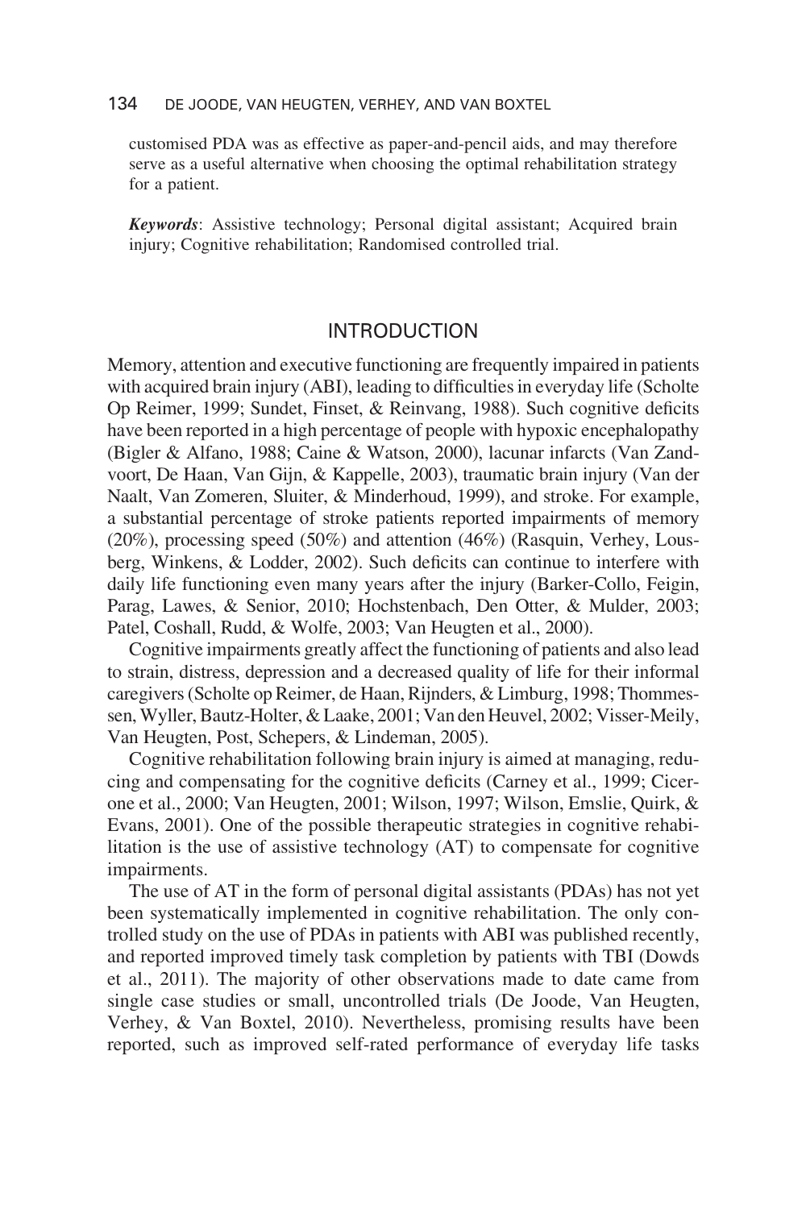customised PDA was as effective as paper-and-pencil aids, and may therefore serve as a useful alternative when choosing the optimal rehabilitation strategy for a patient.

***Keywords***: Assistive technology; Personal digital assistant; Acquired brain injury; Cognitive rehabilitation; Randomised controlled trial.

## INTRODUCTION

Memory, attention and executive functioning are frequently impaired in patients with acquired brain injury (ABI), leading to difficulties in everyday life (Scholte Op Reimer, 1999; Sundet, Finset, & Reinvang, 1988). Such cognitive deficits have been reported in a high percentage of people with hypoxic encephalopathy (Bigler & Alfano, 1988; Caine & Watson, 2000), lacunar infarcts (Van Zandvoort, De Haan, Van Gijn, & Kappelle, 2003), traumatic brain injury (Van der Naalt, Van Zomeren, Sluiter, & Minderhoud, 1999), and stroke. For example, a substantial percentage of stroke patients reported impairments of memory (20%), processing speed (50%) and attention (46%) (Rasquin, Verhey, Lousberg, Winkens, & Lodder, 2002). Such deficits can continue to interfere with daily life functioning even many years after the injury (Barker-Collo, Feigin, Parag, Lawes, & Senior, 2010; Hochstenbach, Den Otter, & Mulder, 2003; Patel, Coshall, Rudd, & Wolfe, 2003; Van Heugten et al., 2000).

Cognitive impairments greatly affect the functioning of patients and also lead to strain, distress, depression and a decreased quality of life for their informal caregivers (Scholte op Reimer, de Haan, Rijnders, & Limburg, 1998; Thommessen, Wyller, Bautz-Holter, & Laake, 2001; Van den Heuvel, 2002; Visser-Meily, Van Heugten, Post, Schepers, & Lindeman, 2005).

Cognitive rehabilitation following brain injury is aimed at managing, reducing and compensating for the cognitive deficits (Carney et al., 1999; Cicerone et al., 2000; Van Heugten, 2001; Wilson, 1997; Wilson, Emslie, Quirk, & Evans, 2001). One of the possible therapeutic strategies in cognitive rehabilitation is the use of assistive technology (AT) to compensate for cognitive impairments.

The use of AT in the form of personal digital assistants (PDAs) has not yet been systematically implemented in cognitive rehabilitation. The only controlled study on the use of PDAs in patients with ABI was published recently, and reported improved timely task completion by patients with TBI (Dowds et al., 2011). The majority of other observations made to date came from single case studies or small, uncontrolled trials (De Joode, Van Heugten, Verhey, & Van Boxtel, 2010). Nevertheless, promising results have been reported, such as improved self-rated performance of everyday life tasks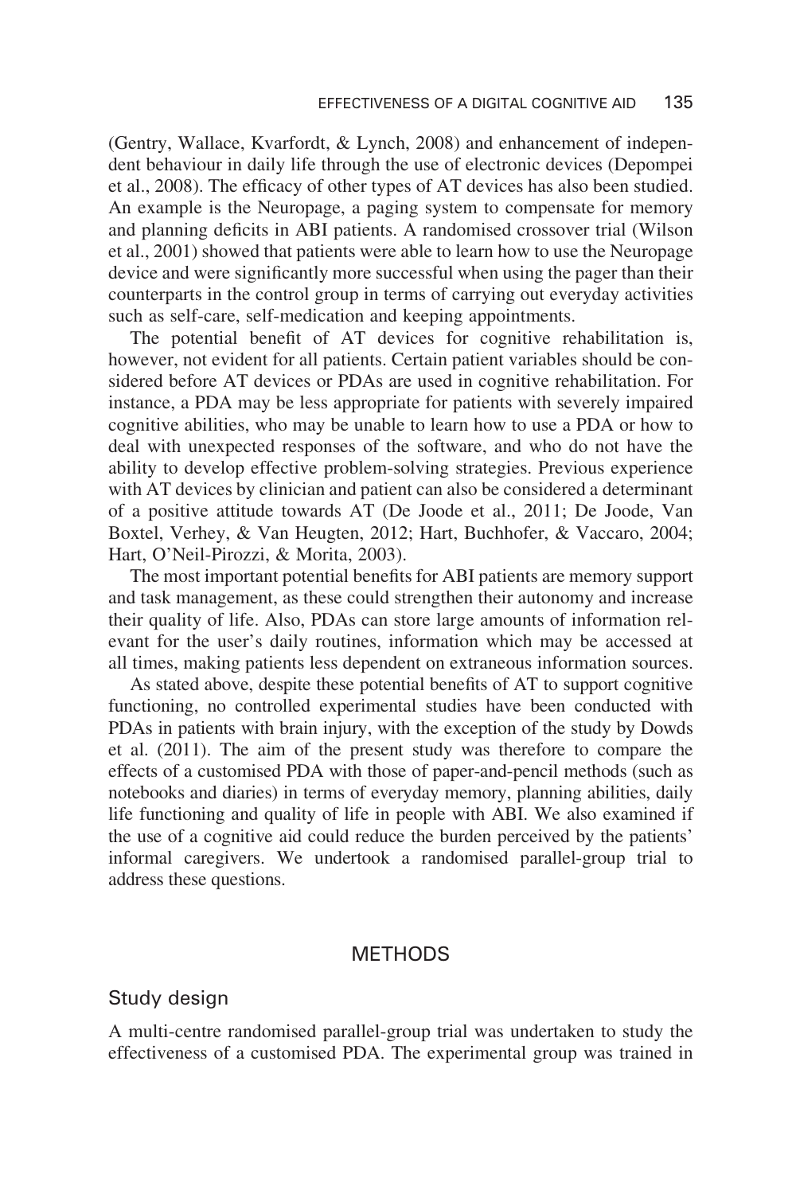(Gentry, Wallace, Kvarfordt, & Lynch, 2008) and enhancement of independent behaviour in daily life through the use of electronic devices (Depompei et al., 2008). The efficacy of other types of AT devices has also been studied. An example is the Neuropage, a paging system to compensate for memory and planning deficits in ABI patients. A randomised crossover trial (Wilson et al., 2001) showed that patients were able to learn how to use the Neuropage device and were significantly more successful when using the pager than their counterparts in the control group in terms of carrying out everyday activities such as self-care, self-medication and keeping appointments.

The potential benefit of AT devices for cognitive rehabilitation is, however, not evident for all patients. Certain patient variables should be considered before AT devices or PDAs are used in cognitive rehabilitation. For instance, a PDA may be less appropriate for patients with severely impaired cognitive abilities, who may be unable to learn how to use a PDA or how to deal with unexpected responses of the software, and who do not have the ability to develop effective problem-solving strategies. Previous experience with AT devices by clinician and patient can also be considered a determinant of a positive attitude towards AT (De Joode et al., 2011; De Joode, Van Boxtel, Verhey, & Van Heugten, 2012; Hart, Buchhofer, & Vaccaro, 2004; Hart, O'Neil-Pirozzi, & Morita, 2003).

The most important potential benefits for ABI patients are memory support and task management, as these could strengthen their autonomy and increase their quality of life. Also, PDAs can store large amounts of information relevant for the user's daily routines, information which may be accessed at all times, making patients less dependent on extraneous information sources.

As stated above, despite these potential benefits of AT to support cognitive functioning, no controlled experimental studies have been conducted with PDAs in patients with brain injury, with the exception of the study by Dowds et al. (2011). The aim of the present study was therefore to compare the effects of a customised PDA with those of paper-and-pencil methods (such as notebooks and diaries) in terms of everyday memory, planning abilities, daily life functioning and quality of life in people with ABI. We also examined if the use of a cognitive aid could reduce the burden perceived by the patients' informal caregivers. We undertook a randomised parallel-group trial to address these questions.

## METHODS

### Study design

A multi-centre randomised parallel-group trial was undertaken to study the effectiveness of a customised PDA. The experimental group was trained in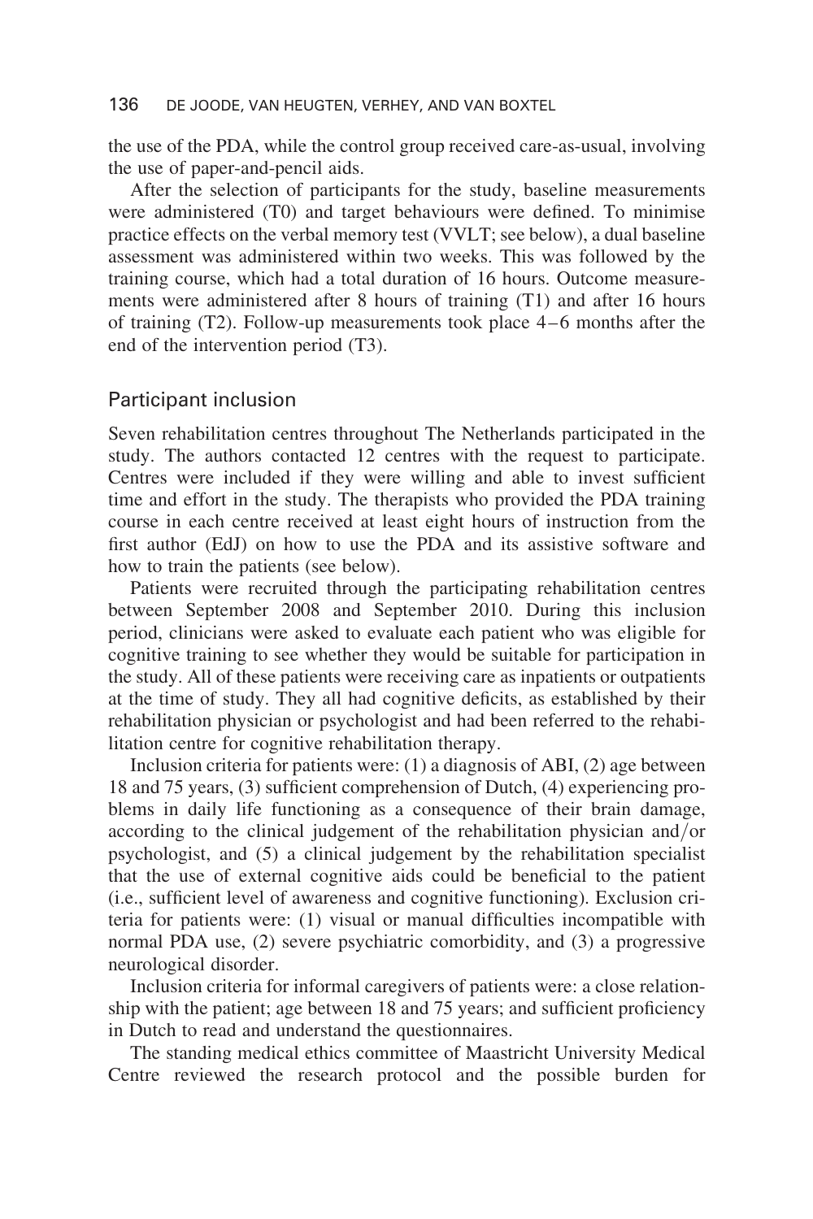the use of the PDA, while the control group received care-as-usual, involving the use of paper-and-pencil aids.

After the selection of participants for the study, baseline measurements were administered (T0) and target behaviours were defined. To minimise practice effects on the verbal memory test (VVLT; see below), a dual baseline assessment was administered within two weeks. This was followed by the training course, which had a total duration of 16 hours. Outcome measurements were administered after 8 hours of training (T1) and after 16 hours of training (T2). Follow-up measurements took place 4–6 months after the end of the intervention period (T3).

## Participant inclusion

Seven rehabilitation centres throughout The Netherlands participated in the study. The authors contacted 12 centres with the request to participate. Centres were included if they were willing and able to invest sufficient time and effort in the study. The therapists who provided the PDA training course in each centre received at least eight hours of instruction from the first author (EdJ) on how to use the PDA and its assistive software and how to train the patients (see below).

Patients were recruited through the participating rehabilitation centres between September 2008 and September 2010. During this inclusion period, clinicians were asked to evaluate each patient who was eligible for cognitive training to see whether they would be suitable for participation in the study. All of these patients were receiving care as inpatients or outpatients at the time of study. They all had cognitive deficits, as established by their rehabilitation physician or psychologist and had been referred to the rehabilitation centre for cognitive rehabilitation therapy.

Inclusion criteria for patients were: (1) a diagnosis of ABI, (2) age between 18 and 75 years, (3) sufficient comprehension of Dutch, (4) experiencing problems in daily life functioning as a consequence of their brain damage, according to the clinical judgement of the rehabilitation physician and/or psychologist, and (5) a clinical judgement by the rehabilitation specialist that the use of external cognitive aids could be beneficial to the patient (i.e., sufficient level of awareness and cognitive functioning). Exclusion criteria for patients were: (1) visual or manual difficulties incompatible with normal PDA use, (2) severe psychiatric comorbidity, and (3) a progressive neurological disorder.

Inclusion criteria for informal caregivers of patients were: a close relationship with the patient; age between 18 and 75 years; and sufficient proficiency in Dutch to read and understand the questionnaires.

The standing medical ethics committee of Maastricht University Medical Centre reviewed the research protocol and the possible burden for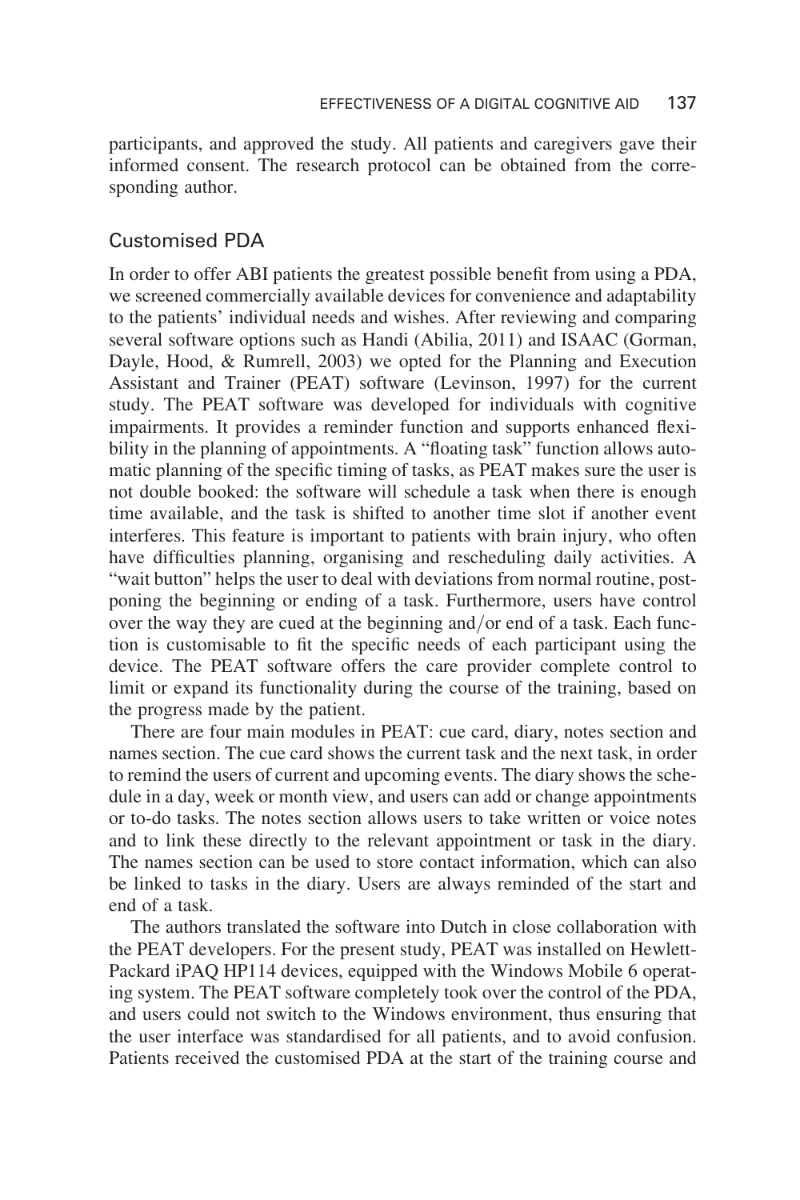participants, and approved the study. All patients and caregivers gave their informed consent. The research protocol can be obtained from the corresponding author.

## Customised PDA

In order to offer ABI patients the greatest possible benefit from using a PDA, we screened commercially available devices for convenience and adaptability to the patients' individual needs and wishes. After reviewing and comparing several software options such as Handi (Abilia, 2011) and ISAAC (Gorman, Dayle, Hood, & Rumrell, 2003) we opted for the Planning and Execution Assistant and Trainer (PEAT) software (Levinson, 1997) for the current study. The PEAT software was developed for individuals with cognitive impairments. It provides a reminder function and supports enhanced flexibility in the planning of appointments. A "floating task" function allows automatic planning of the specific timing of tasks, as PEAT makes sure the user is not double booked: the software will schedule a task when there is enough time available, and the task is shifted to another time slot if another event interferes. This feature is important to patients with brain injury, who often have difficulties planning, organising and rescheduling daily activities. A "wait button" helps the user to deal with deviations from normal routine, postponing the beginning or ending of a task. Furthermore, users have control over the way they are cued at the beginning and/or end of a task. Each function is customisable to fit the specific needs of each participant using the device. The PEAT software offers the care provider complete control to limit or expand its functionality during the course of the training, based on the progress made by the patient.

There are four main modules in PEAT: cue card, diary, notes section and names section. The cue card shows the current task and the next task, in order to remind the users of current and upcoming events. The diary shows the schedule in a day, week or month view, and users can add or change appointments or to-do tasks. The notes section allows users to take written or voice notes and to link these directly to the relevant appointment or task in the diary. The names section can be used to store contact information, which can also be linked to tasks in the diary. Users are always reminded of the start and end of a task.

The authors translated the software into Dutch in close collaboration with the PEAT developers. For the present study, PEAT was installed on Hewlett-Packard iPAQ HP114 devices, equipped with the Windows Mobile 6 operating system. The PEAT software completely took over the control of the PDA, and users could not switch to the Windows environment, thus ensuring that the user interface was standardised for all patients, and to avoid confusion. Patients received the customised PDA at the start of the training course and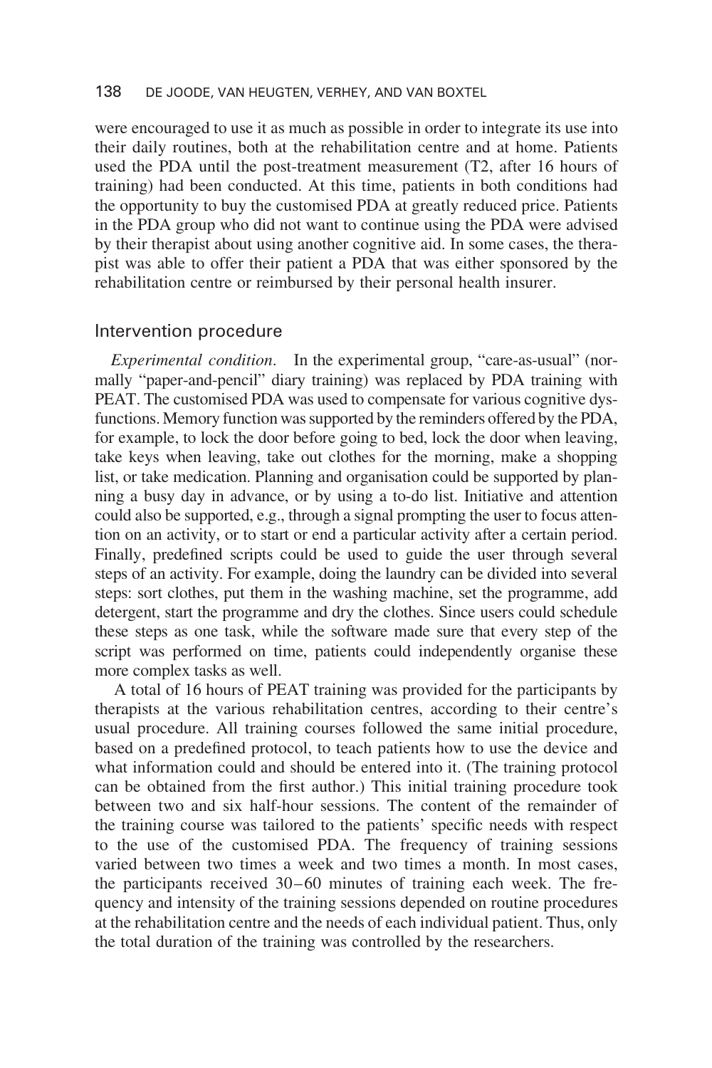were encouraged to use it as much as possible in order to integrate its use into their daily routines, both at the rehabilitation centre and at home. Patients used the PDA until the post-treatment measurement (T2, after 16 hours of training) had been conducted. At this time, patients in both conditions had the opportunity to buy the customised PDA at greatly reduced price. Patients in the PDA group who did not want to continue using the PDA were advised by their therapist about using another cognitive aid. In some cases, the therapist was able to offer their patient a PDA that was either sponsored by the rehabilitation centre or reimbursed by their personal health insurer.

## Intervention procedure

*Experimental condition.* In the experimental group, "care-as-usual" (normally "paper-and-pencil" diary training) was replaced by PDA training with PEAT. The customised PDA was used to compensate for various cognitive dysfunctions. Memory function was supported by the reminders offered by the PDA, for example, to lock the door before going to bed, lock the door when leaving, take keys when leaving, take out clothes for the morning, make a shopping list, or take medication. Planning and organisation could be supported by planning a busy day in advance, or by using a to-do list. Initiative and attention could also be supported, e.g., through a signal prompting the user to focus attention on an activity, or to start or end a particular activity after a certain period. Finally, predefined scripts could be used to guide the user through several steps of an activity. For example, doing the laundry can be divided into several steps: sort clothes, put them in the washing machine, set the programme, add detergent, start the programme and dry the clothes. Since users could schedule these steps as one task, while the software made sure that every step of the script was performed on time, patients could independently organise these more complex tasks as well.

A total of 16 hours of PEAT training was provided for the participants by therapists at the various rehabilitation centres, according to their centre's usual procedure. All training courses followed the same initial procedure, based on a predefined protocol, to teach patients how to use the device and what information could and should be entered into it. (The training protocol can be obtained from the first author.) This initial training procedure took between two and six half-hour sessions. The content of the remainder of the training course was tailored to the patients' specific needs with respect to the use of the customised PDA. The frequency of training sessions varied between two times a week and two times a month. In most cases, the participants received 30–60 minutes of training each week. The frequency and intensity of the training sessions depended on routine procedures at the rehabilitation centre and the needs of each individual patient. Thus, only the total duration of the training was controlled by the researchers.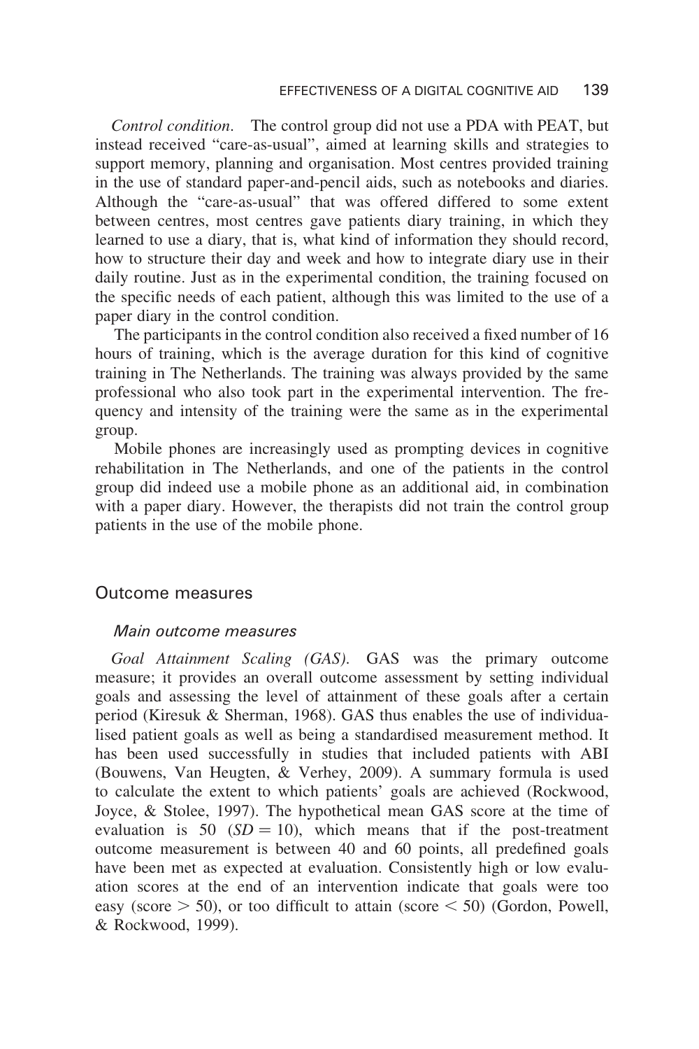*Control condition.* The control group did not use a PDA with PEAT, but instead received "care-as-usual", aimed at learning skills and strategies to support memory, planning and organisation. Most centres provided training in the use of standard paper-and-pencil aids, such as notebooks and diaries. Although the "care-as-usual" that was offered differed to some extent between centres, most centres gave patients diary training, in which they learned to use a diary, that is, what kind of information they should record, how to structure their day and week and how to integrate diary use in their daily routine. Just as in the experimental condition, the training focused on the specific needs of each patient, although this was limited to the use of a paper diary in the control condition.

The participants in the control condition also received a fixed number of 16 hours of training, which is the average duration for this kind of cognitive training in The Netherlands. The training was always provided by the same professional who also took part in the experimental intervention. The frequency and intensity of the training were the same as in the experimental group.

Mobile phones are increasingly used as prompting devices in cognitive rehabilitation in The Netherlands, and one of the patients in the control group did indeed use a mobile phone as an additional aid, in combination with a paper diary. However, the therapists did not train the control group patients in the use of the mobile phone.

## Outcome measures

### *Main outcome measures*

*Goal Attainment Scaling (GAS).* GAS was the primary outcome measure; it provides an overall outcome assessment by setting individual goals and assessing the level of attainment of these goals after a certain period (Kiresuk & Sherman, 1968). GAS thus enables the use of individualised patient goals as well as being a standardised measurement method. It has been used successfully in studies that included patients with ABI (Bouwens, Van Heugten, & Verhey, 2009). A summary formula is used to calculate the extent to which patients' goals are achieved (Rockwood, Joyce, & Stolee, 1997). The hypothetical mean GAS score at the time of evaluation is 50 ($SD = 10$), which means that if the post-treatment outcome measurement is between 40 and 60 points, all predefined goals have been met as expected at evaluation. Consistently high or low evaluation scores at the end of an intervention indicate that goals were too easy (score $> 50$), or too difficult to attain (score $< 50$) (Gordon, Powell, & Rockwood, 1999).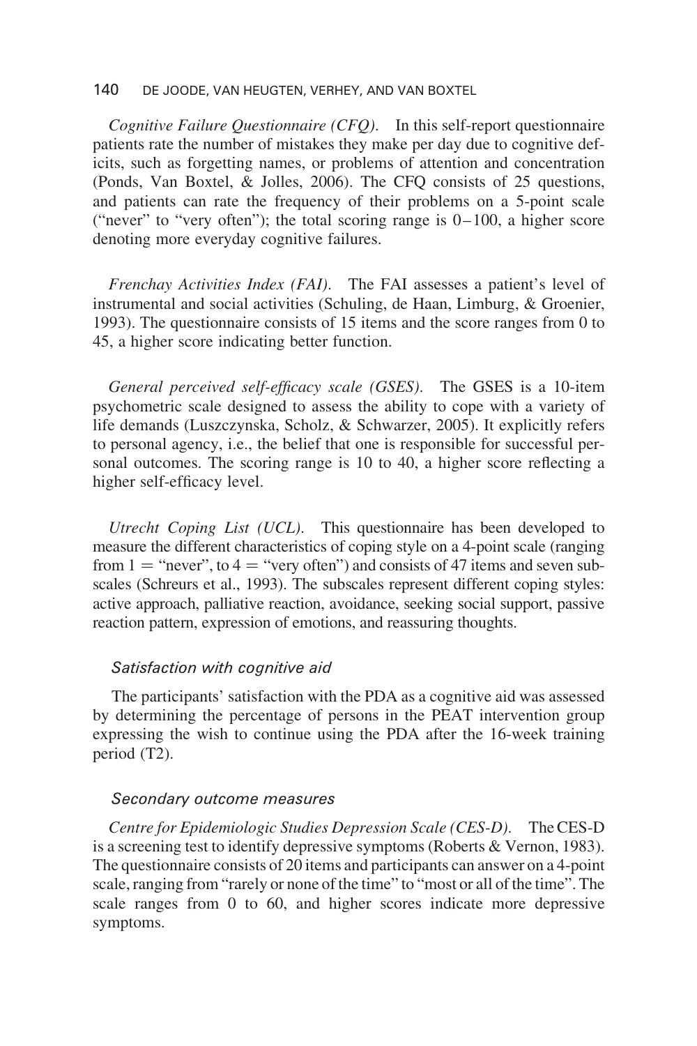*Cognitive Failure Questionnaire (CFQ).* In this self-report questionnaire patients rate the number of mistakes they make per day due to cognitive deficits, such as forgetting names, or problems of attention and concentration (Ponds, Van Boxtel, & Jolles, 2006). The CFQ consists of 25 questions, and patients can rate the frequency of their problems on a 5-point scale ("never" to "very often"); the total scoring range is 0–100, a higher score denoting more everyday cognitive failures.

*Frenchay Activities Index (FAI).* The FAI assesses a patient's level of instrumental and social activities (Schuling, de Haan, Limburg, & Groenier, 1993). The questionnaire consists of 15 items and the score ranges from 0 to 45, a higher score indicating better function.

*General perceived self-efficacy scale (GSES).* The GSES is a 10-item psychometric scale designed to assess the ability to cope with a variety of life demands (Luszczynska, Scholz, & Schwarzer, 2005). It explicitly refers to personal agency, i.e., the belief that one is responsible for successful personal outcomes. The scoring range is 10 to 40, a higher score reflecting a higher self-efficacy level.

*Utrecht Coping List (UCL).* This questionnaire has been developed to measure the different characteristics of coping style on a 4-point scale (ranging from 1 = "never", to 4 = "very often") and consists of 47 items and seven subscales (Schreurs et al., 1993). The subscales represent different coping styles: active approach, palliative reaction, avoidance, seeking social support, passive reaction pattern, expression of emotions, and reassuring thoughts.

### *Satisfaction with cognitive aid*

The participants' satisfaction with the PDA as a cognitive aid was assessed by determining the percentage of persons in the PEAT intervention group expressing the wish to continue using the PDA after the 16-week training period (T2).

### *Secondary outcome measures*

*Centre for Epidemiologic Studies Depression Scale (CES-D).* The CES-D is a screening test to identify depressive symptoms (Roberts & Vernon, 1983). The questionnaire consists of 20 items and participants can answer on a 4-point scale, ranging from "rarely or none of the time" to "most or all of the time". The scale ranges from 0 to 60, and higher scores indicate more depressive symptoms.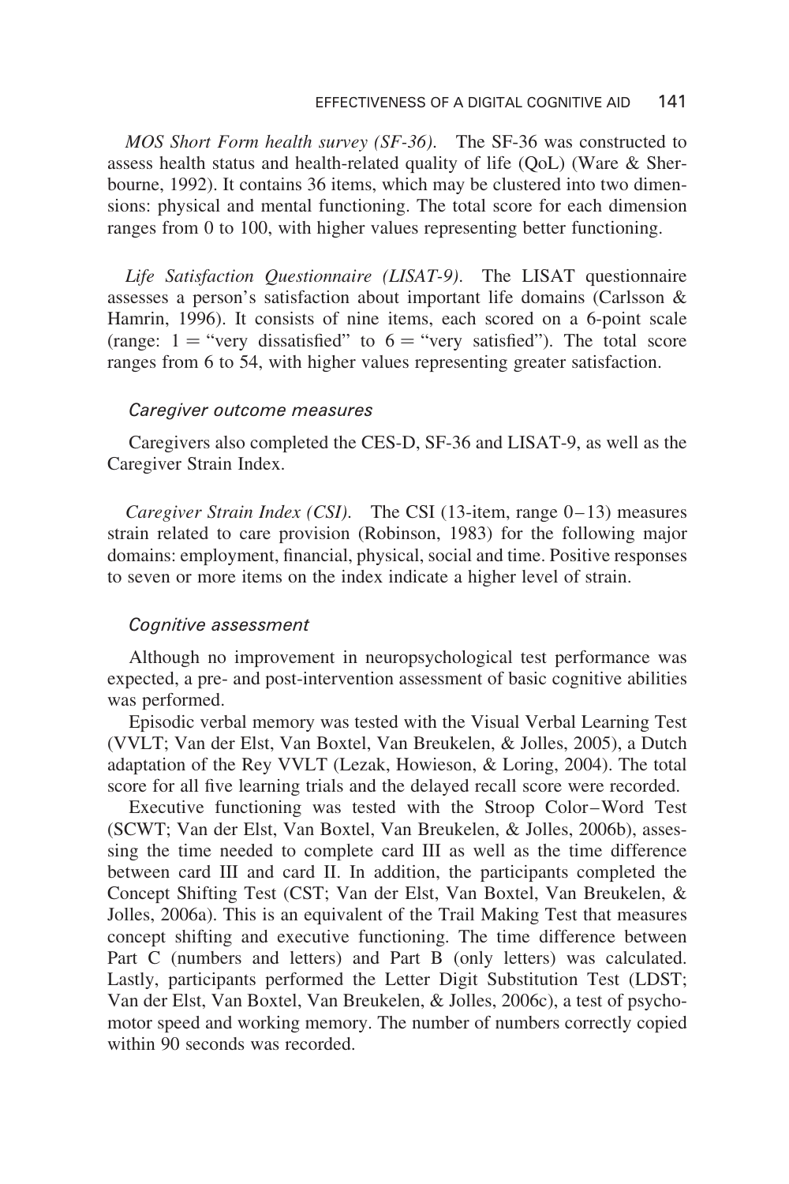*MOS Short Form health survey (SF-36).* The SF-36 was constructed to assess health status and health-related quality of life (QoL) (Ware & Sherbourne, 1992). It contains 36 items, which may be clustered into two dimensions: physical and mental functioning. The total score for each dimension ranges from 0 to 100, with higher values representing better functioning.

*Life Satisfaction Questionnaire (LISAT-9).* The LISAT questionnaire assesses a person's satisfaction about important life domains (Carlsson & Hamrin, 1996). It consists of nine items, each scored on a 6-point scale (range: 1 = "very dissatisfied" to 6 = "very satisfied"). The total score ranges from 6 to 54, with higher values representing greater satisfaction.

### *Caregiver outcome measures*

Caregivers also completed the CES-D, SF-36 and LISAT-9, as well as the Caregiver Strain Index.

*Caregiver Strain Index (CSI).* The CSI (13-item, range 0–13) measures strain related to care provision (Robinson, 1983) for the following major domains: employment, financial, physical, social and time. Positive responses to seven or more items on the index indicate a higher level of strain.

### *Cognitive assessment*

Although no improvement in neuropsychological test performance was expected, a pre- and post-intervention assessment of basic cognitive abilities was performed.

Episodic verbal memory was tested with the Visual Verbal Learning Test (VVLT; Van der Elst, Van Boxtel, Van Breukelen, & Jolles, 2005), a Dutch adaptation of the Rey VVLT (Lezak, Howieson, & Loring, 2004). The total score for all five learning trials and the delayed recall score were recorded.

Executive functioning was tested with the Stroop Color–Word Test (SCWT; Van der Elst, Van Boxtel, Van Breukelen, & Jolles, 2006b), assessing the time needed to complete card III as well as the time difference between card III and card II. In addition, the participants completed the Concept Shifting Test (CST; Van der Elst, Van Boxtel, Van Breukelen, & Jolles, 2006a). This is an equivalent of the Trail Making Test that measures concept shifting and executive functioning. The time difference between Part C (numbers and letters) and Part B (only letters) was calculated. Lastly, participants performed the Letter Digit Substitution Test (LDST; Van der Elst, Van Boxtel, Van Breukelen, & Jolles, 2006c), a test of psychomotor speed and working memory. The number of numbers correctly copied within 90 seconds was recorded.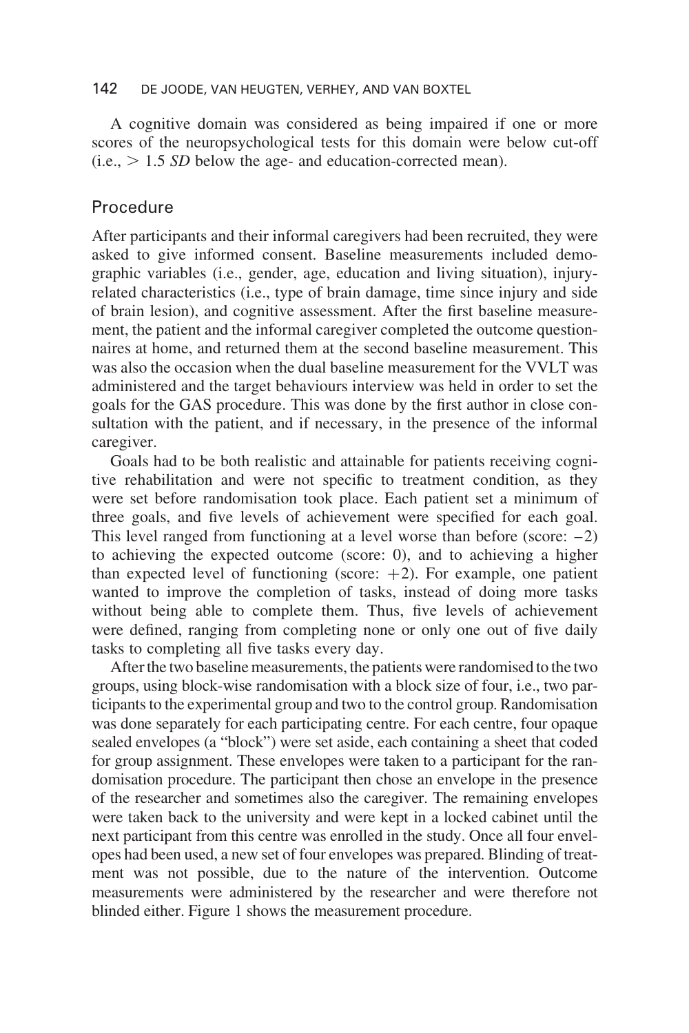A cognitive domain was considered as being impaired if one or more scores of the neuropsychological tests for this domain were below cut-off (i.e., $> 1.5$ *SD* below the age- and education-corrected mean).

## Procedure

After participants and their informal caregivers had been recruited, they were asked to give informed consent. Baseline measurements included demographic variables (i.e., gender, age, education and living situation), injury-related characteristics (i.e., type of brain damage, time since injury and side of brain lesion), and cognitive assessment. After the first baseline measurement, the patient and the informal caregiver completed the outcome questionnaires at home, and returned them at the second baseline measurement. This was also the occasion when the dual baseline measurement for the VVLT was administered and the target behaviours interview was held in order to set the goals for the GAS procedure. This was done by the first author in close consultation with the patient, and if necessary, in the presence of the informal caregiver.

Goals had to be both realistic and attainable for patients receiving cognitive rehabilitation and were not specific to treatment condition, as they were set before randomisation took place. Each patient set a minimum of three goals, and five levels of achievement were specified for each goal. This level ranged from functioning at a level worse than before (score: $-2$) to achieving the expected outcome (score: 0), and to achieving a higher than expected level of functioning (score: $+2$). For example, one patient wanted to improve the completion of tasks, instead of doing more tasks without being able to complete them. Thus, five levels of achievement were defined, ranging from completing none or only one out of five daily tasks to completing all five tasks every day.

After the two baseline measurements, the patients were randomised to the two groups, using block-wise randomisation with a block size of four, i.e., two participants to the experimental group and two to the control group. Randomisation was done separately for each participating centre. For each centre, four opaque sealed envelopes (a "block") were set aside, each containing a sheet that coded for group assignment. These envelopes were taken to a participant for the randomisation procedure. The participant then chose an envelope in the presence of the researcher and sometimes also the caregiver. The remaining envelopes were taken back to the university and were kept in a locked cabinet until the next participant from this centre was enrolled in the study. Once all four envelopes had been used, a new set of four envelopes was prepared. Blinding of treatment was not possible, due to the nature of the intervention. Outcome measurements were administered by the researcher and were therefore not blinded either. Figure 1 shows the measurement procedure.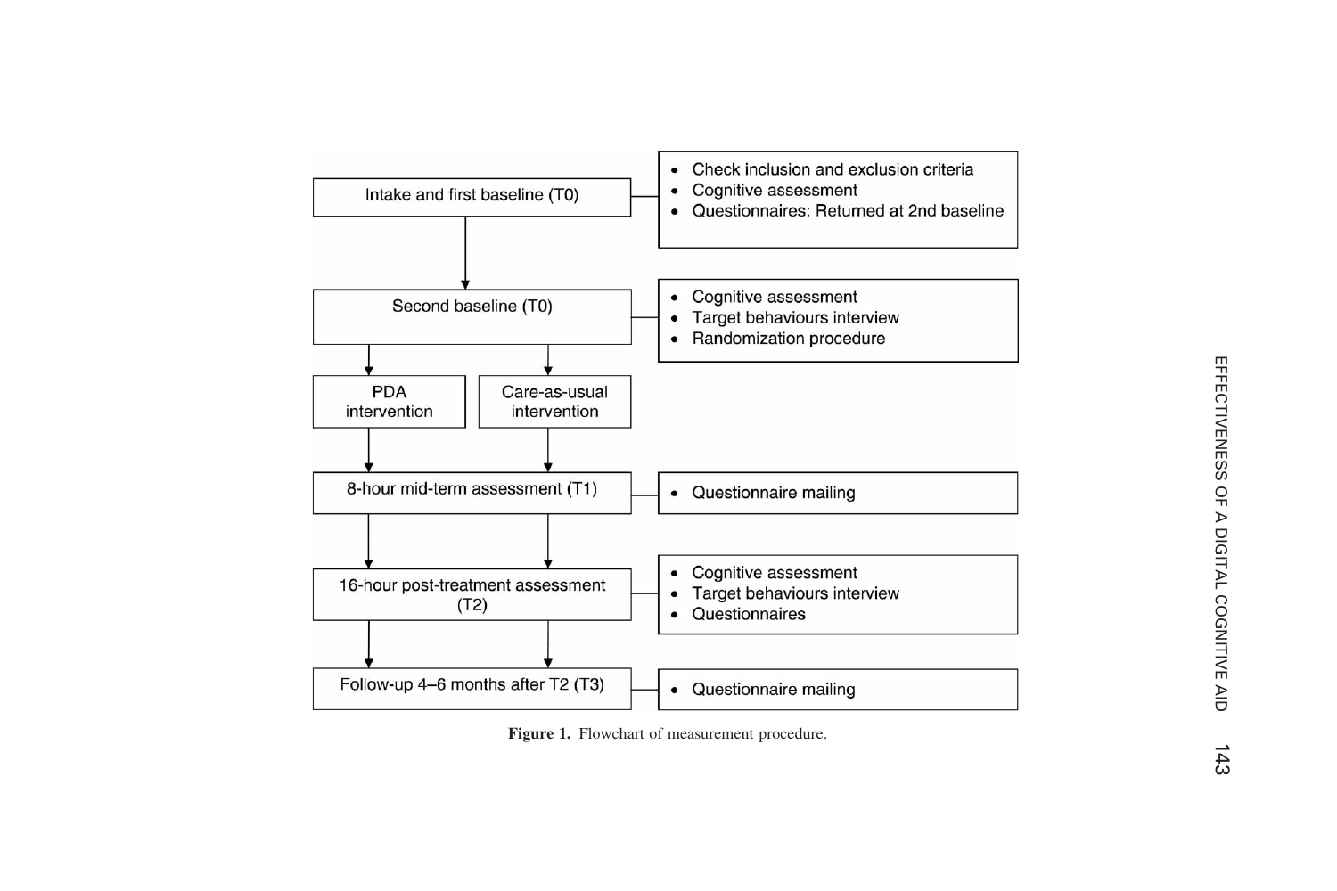| Step | Procedure |
| --- | --- |
| Intake and first baseline (T0) | • Check inclusion and exclusion criteria<br>• Cognitive assessment<br>• Questionnaires: Returned at 2nd baseline |
| Second baseline (T0) | • Cognitive assessment<br>• Target behaviours interview<br>• Randomization procedure |
| PDA intervention / Care-as-usual intervention | |
| 8-hour mid-term assessment (T1) | • Questionnaire mailing |
| 16-hour post-treatment assessment (T2) | • Cognitive assessment<br>• Target behaviours interview<br>• Questionnaires |
| Follow-up 4–6 months after T2 (T3) | • Questionnaire mailing |

**Figure 1.** Flowchart of measurement procedure.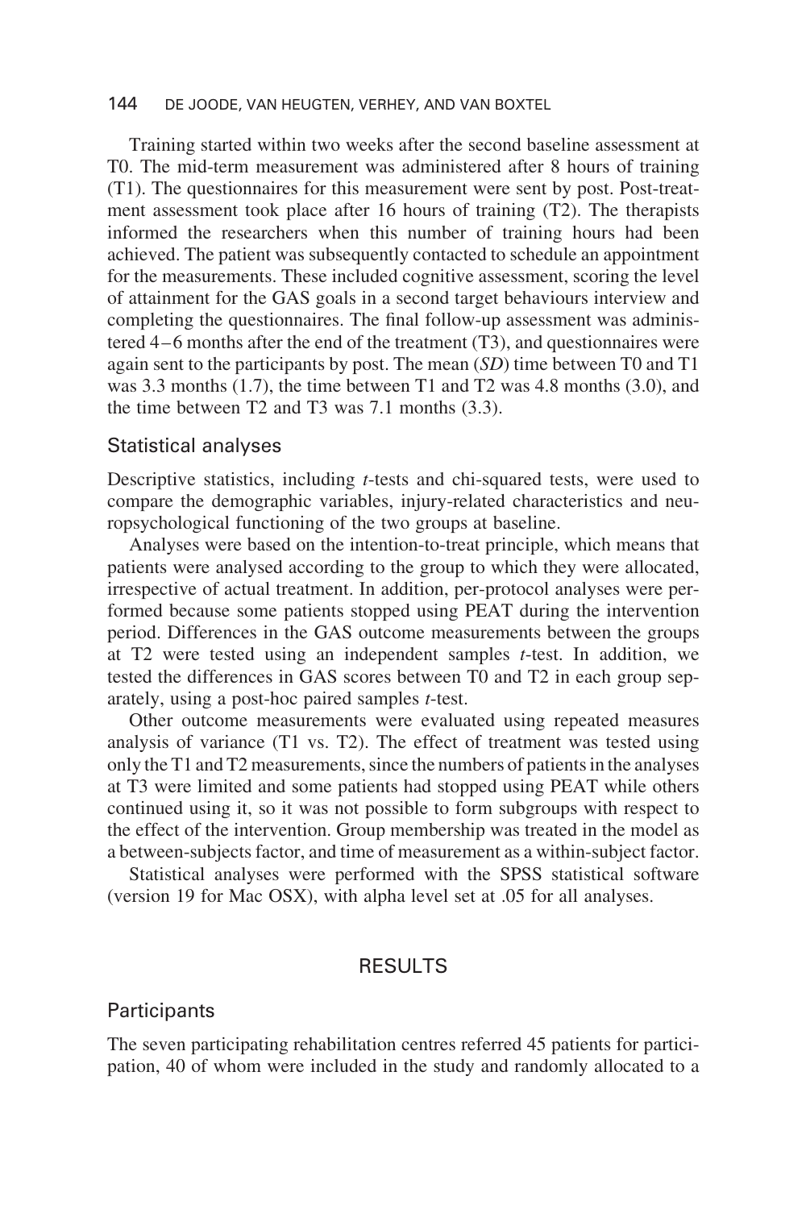Training started within two weeks after the second baseline assessment at T0. The mid-term measurement was administered after 8 hours of training (T1). The questionnaires for this measurement were sent by post. Post-treatment assessment took place after 16 hours of training (T2). The therapists informed the researchers when this number of training hours had been achieved. The patient was subsequently contacted to schedule an appointment for the measurements. These included cognitive assessment, scoring the level of attainment for the GAS goals in a second target behaviours interview and completing the questionnaires. The final follow-up assessment was administered 4–6 months after the end of the treatment (T3), and questionnaires were again sent to the participants by post. The mean (*SD*) time between T0 and T1 was 3.3 months (1.7), the time between T1 and T2 was 4.8 months (3.0), and the time between T2 and T3 was 7.1 months (3.3).

## Statistical analyses

Descriptive statistics, including *t*-tests and chi-squared tests, were used to compare the demographic variables, injury-related characteristics and neuropsychological functioning of the two groups at baseline.

Analyses were based on the intention-to-treat principle, which means that patients were analysed according to the group to which they were allocated, irrespective of actual treatment. In addition, per-protocol analyses were performed because some patients stopped using PEAT during the intervention period. Differences in the GAS outcome measurements between the groups at T2 were tested using an independent samples *t*-test. In addition, we tested the differences in GAS scores between T0 and T2 in each group separately, using a post-hoc paired samples *t*-test.

Other outcome measurements were evaluated using repeated measures analysis of variance (T1 vs. T2). The effect of treatment was tested using only the T1 and T2 measurements, since the numbers of patients in the analyses at T3 were limited and some patients had stopped using PEAT while others continued using it, so it was not possible to form subgroups with respect to the effect of the intervention. Group membership was treated in the model as a between-subjects factor, and time of measurement as a within-subject factor.

Statistical analyses were performed with the SPSS statistical software (version 19 for Mac OSX), with alpha level set at .05 for all analyses.

# RESULTS

## Participants

The seven participating rehabilitation centres referred 45 patients for participation, 40 of whom were included in the study and randomly allocated to a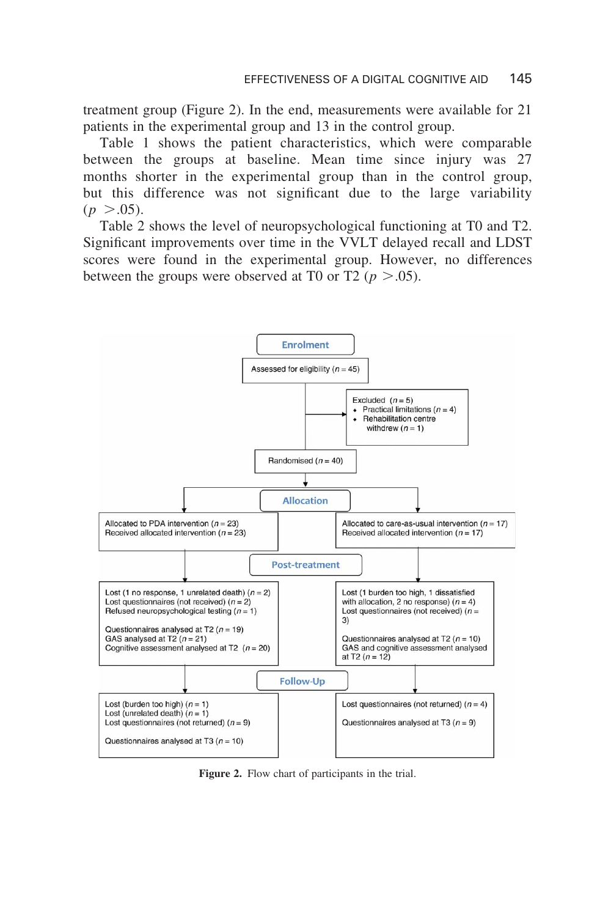treatment group (Figure 2). In the end, measurements were available for 21 patients in the experimental group and 13 in the control group.

Table 1 shows the patient characteristics, which were comparable between the groups at baseline. Mean time since injury was 27 months shorter in the experimental group than in the control group, but this difference was not significant due to the large variability ($p > .05$).

Table 2 shows the level of neuropsychological functioning at T0 and T2. Significant improvements over time in the VVLT delayed recall and LDST scores were found in the experimental group. However, no differences between the groups were observed at T0 or T2 ($p > .05$).

**Enrolment**

Assessed for eligibility ($n = 45$)

Excluded ($n = 5$)
- Practical limitations ($n = 4$)
- Rehabilitation centre withdrew ($n = 1$)

Randomised ($n = 40$)

**Allocation**

Allocated to PDA intervention ($n = 23$)
Received allocated intervention ($n = 23$)

Allocated to care-as-usual intervention ($n = 17$)
Received allocated intervention ($n = 17$)

**Post-treatment**

Lost (1 no response, 1 unrelated death) ($n = 2$)
Lost questionnaires (not received) ($n = 2$)
Refused neuropsychological testing ($n = 1$)

Questionnaires analysed at T2 ($n = 19$)
GAS analysed at T2 ($n = 21$)
Cognitive assessment analysed at T2 ($n = 20$)

Lost (1 burden too high, 1 dissatisfied with allocation, 2 no response) ($n = 4$)
Lost questionnaires (not received) ($n = 3$)

Questionnaires analysed at T2 ($n = 10$)
GAS and cognitive assessment analysed at T2 ($n = 12$)

**Follow-Up**

Lost (burden too high) ($n = 1$)
Lost (unrelated death) ($n = 1$)
Lost questionnaires (not returned) ($n = 9$)

Questionnaires analysed at T3 ($n = 10$)

Lost questionnaires (not returned) ($n = 4$)

Questionnaires analysed at T3 ($n = 9$)

**Figure 2.** Flow chart of participants in the trial.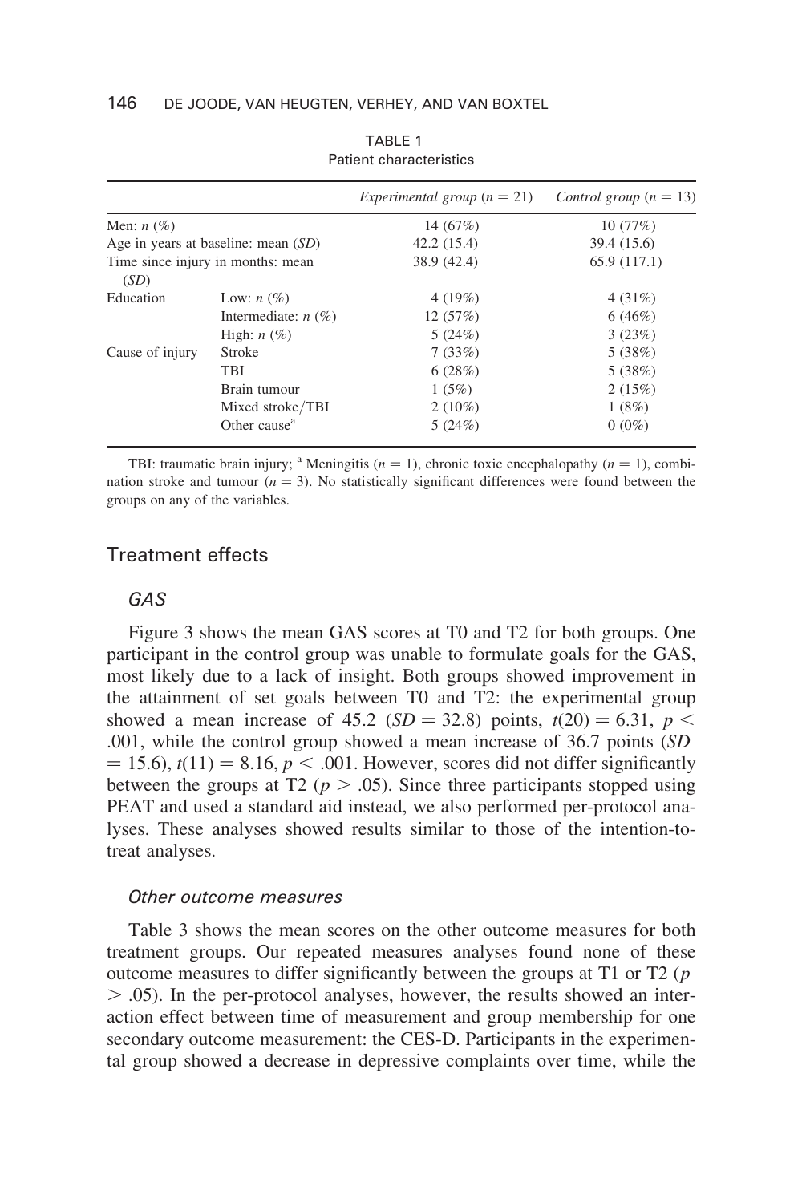TABLE 1
Patient characteristics

| | | *Experimental group* ($n = 21$) | *Control group* ($n = 13$) |
|---|---|---|---|
| Men: $n$ (%) | | 14 (67%) | 10 (77%) |
| Age in years at baseline: mean (*SD*) | | 42.2 (15.4) | 39.4 (15.6) |
| Time since injury in months: mean (*SD*) | | 38.9 (42.4) | 65.9 (117.1) |
| Education | Low: $n$ (%) | 4 (19%) | 4 (31%) |
| | Intermediate: $n$ (%) | 12 (57%) | 6 (46%) |
| | High: $n$ (%) | 5 (24%) | 3 (23%) |
| Cause of injury | Stroke | 7 (33%) | 5 (38%) |
| | TBI | 6 (28%) | 5 (38%) |
| | Brain tumour | 1 (5%) | 2 (15%) |
| | Mixed stroke/TBI | 2 (10%) | 1 (8%) |
| | Other cause[a] | 5 (24%) | 0 (0%) |

TBI: traumatic brain injury; [a] Meningitis ($n = 1$), chronic toxic encephalopathy ($n = 1$), combination stroke and tumour ($n = 3$). No statistically significant differences were found between the groups on any of the variables.

## Treatment effects

### *GAS*

Figure 3 shows the mean GAS scores at T0 and T2 for both groups. One participant in the control group was unable to formulate goals for the GAS, most likely due to a lack of insight. Both groups showed improvement in the attainment of set goals between T0 and T2: the experimental group showed a mean increase of 45.2 ($SD = 32.8$) points, $t(20) = 6.31$, $p < .001$, while the control group showed a mean increase of 36.7 points ($SD = 15.6$), $t(11) = 8.16$, $p < .001$. However, scores did not differ significantly between the groups at T2 ($p > .05$). Since three participants stopped using PEAT and used a standard aid instead, we also performed per-protocol analyses. These analyses showed results similar to those of the intention-to-treat analyses.

### *Other outcome measures*

Table 3 shows the mean scores on the other outcome measures for both treatment groups. Our repeated measures analyses found none of these outcome measures to differ significantly between the groups at T1 or T2 ($p > .05$). In the per-protocol analyses, however, the results showed an interaction effect between time of measurement and group membership for one secondary outcome measurement: the CES-D. Participants in the experimental group showed a decrease in depressive complaints over time, while the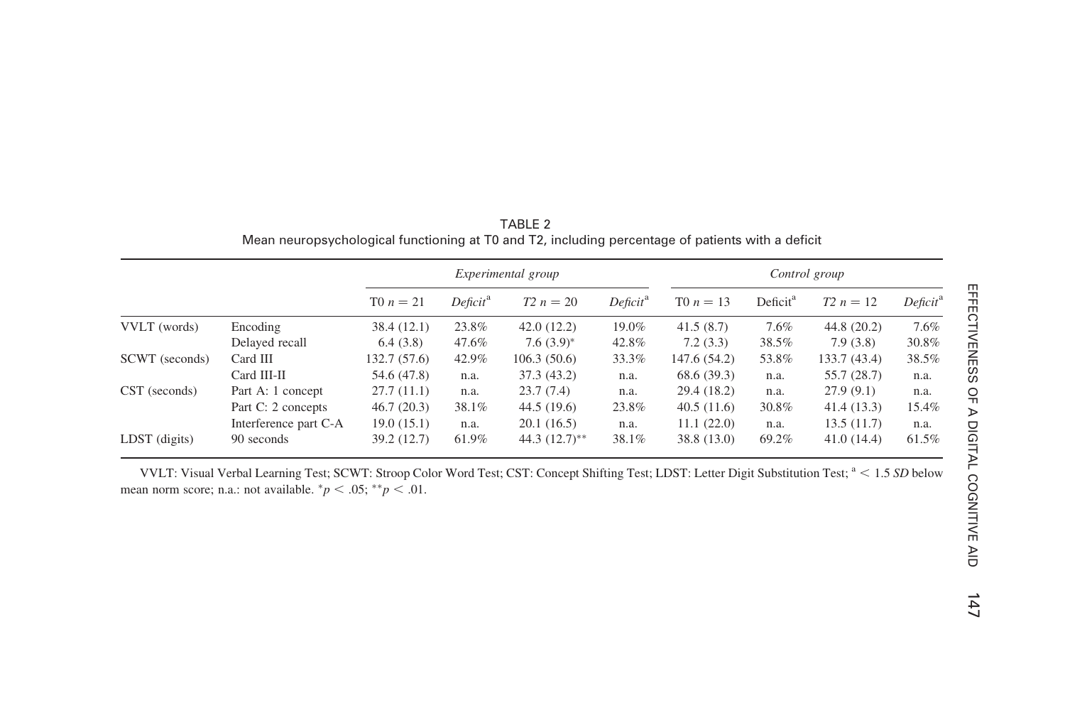TABLE 2
Mean neuropsychological functioning at T0 and T2, including percentage of patients with a deficit

| | | *Experimental group* | | | | *Control group* | | | |
|---|---|---|---|---|---|---|---|---|---|
| | | T0 $n = 21$ | *Deficit*[a] | *T2* $n = 20$ | *Deficit*[a] | T0 $n = 13$ | Deficit[a] | *T2* $n = 12$ | *Deficit*[a] |
| VVLT (words) | Encoding | 38.4 (12.1) | 23.8% | 42.0 (12.2) | 19.0% | 41.5 (8.7) | 7.6% | 44.8 (20.2) | 7.6% |
| | Delayed recall | 6.4 (3.8) | 47.6% | 7.6 (3.9)* | 42.8% | 7.2 (3.3) | 38.5% | 7.9 (3.8) | 30.8% |
| SCWT (seconds) | Card III | 132.7 (57.6) | 42.9% | 106.3 (50.6) | 33.3% | 147.6 (54.2) | 53.8% | 133.7 (43.4) | 38.5% |
| | Card III-II | 54.6 (47.8) | n.a. | 37.3 (43.2) | n.a. | 68.6 (39.3) | n.a. | 55.7 (28.7) | n.a. |
| CST (seconds) | Part A: 1 concept | 27.7 (11.1) | n.a. | 23.7 (7.4) | n.a. | 29.4 (18.2) | n.a. | 27.9 (9.1) | n.a. |
| | Part C: 2 concepts | 46.7 (20.3) | 38.1% | 44.5 (19.6) | 23.8% | 40.5 (11.6) | 30.8% | 41.4 (13.3) | 15.4% |
| | Interference part C-A | 19.0 (15.1) | n.a. | 20.1 (16.5) | n.a. | 11.1 (22.0) | n.a. | 13.5 (11.7) | n.a. |
| LDST (digits) | 90 seconds | 39.2 (12.7) | 61.9% | 44.3 (12.7)** | 38.1% | 38.8 (13.0) | 69.2% | 41.0 (14.4) | 61.5% |

VVLT: Visual Verbal Learning Test; SCWT: Stroop Color Word Test; CST: Concept Shifting Test; LDST: Letter Digit Substitution Test; [a] < 1.5 *SD* below mean norm score; n.a.: not available. $^{*}p < .05$; $^{**}p < .01$.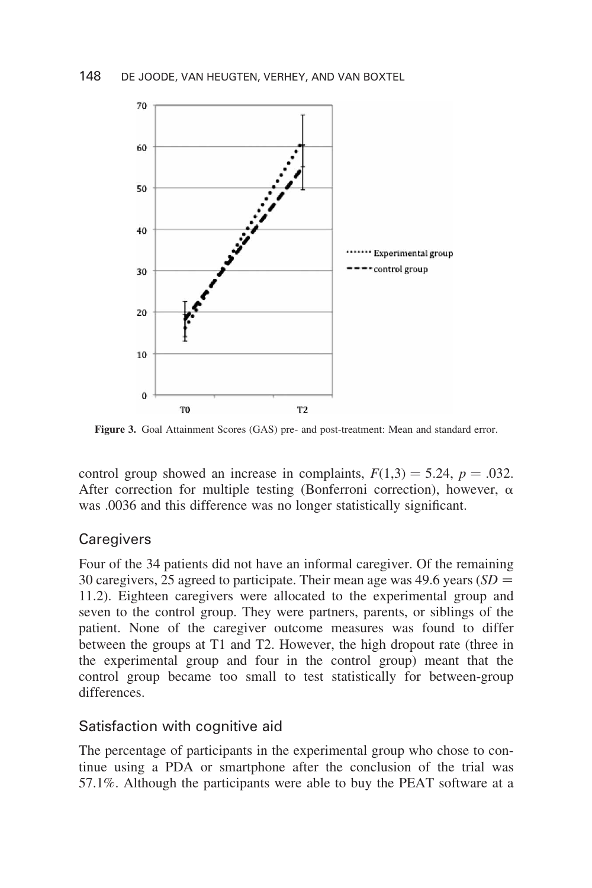Figure 3. Goal Attainment Scores (GAS) pre- and post-treatment: Mean and standard error.

control group showed an increase in complaints, $F(1,3) = 5.24$, $p = .032$. After correction for multiple testing (Bonferroni correction), however, $\alpha$ was .0036 and this difference was no longer statistically significant.

## Caregivers

Four of the 34 patients did not have an informal caregiver. Of the remaining 30 caregivers, 25 agreed to participate. Their mean age was 49.6 years ($SD = 11.2$). Eighteen caregivers were allocated to the experimental group and seven to the control group. They were partners, parents, or siblings of the patient. None of the caregiver outcome measures was found to differ between the groups at T1 and T2. However, the high dropout rate (three in the experimental group and four in the control group) meant that the control group became too small to test statistically for between-group differences.

## Satisfaction with cognitive aid

The percentage of participants in the experimental group who chose to continue using a PDA or smartphone after the conclusion of the trial was 57.1%. Although the participants were able to buy the PEAT software at a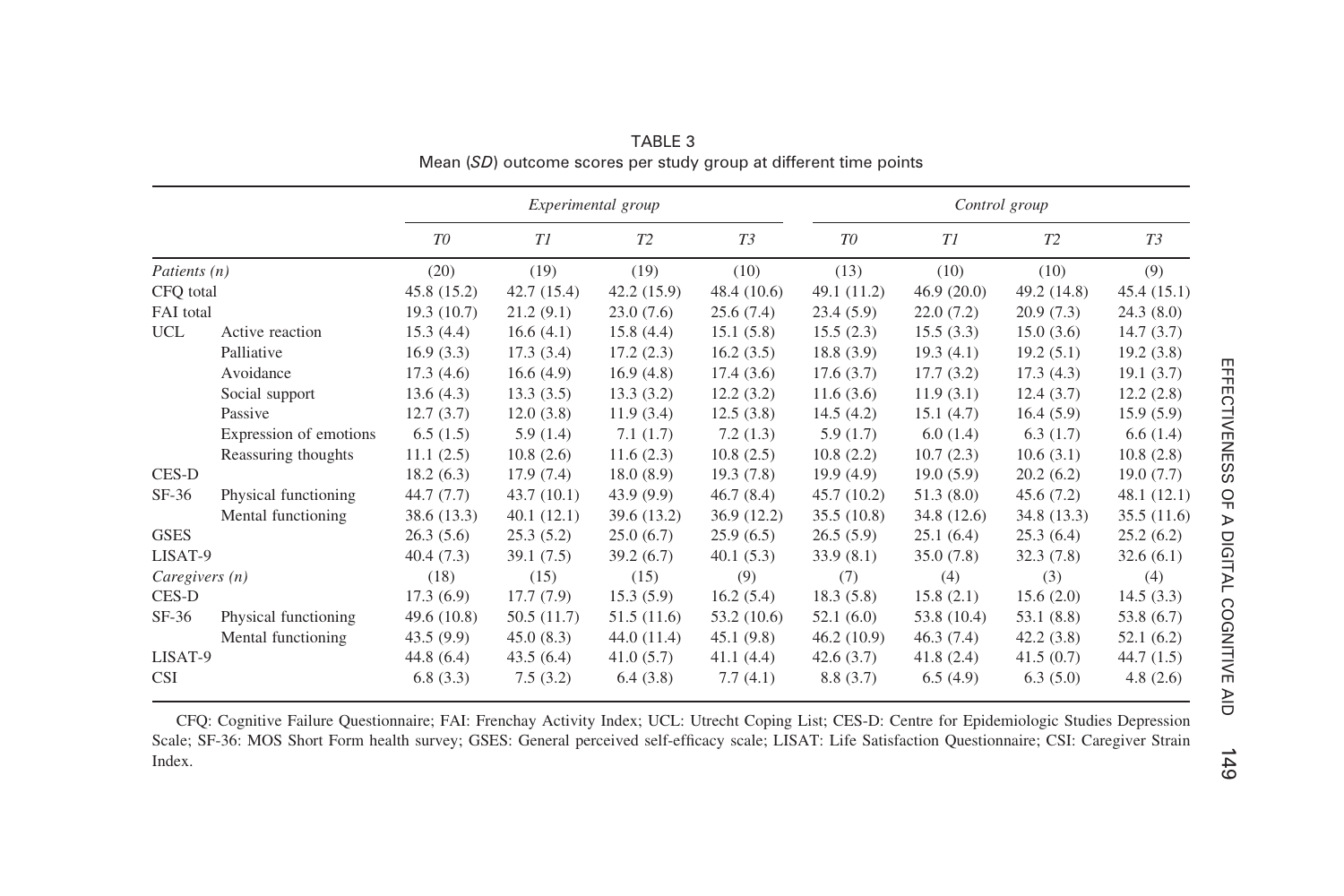TABLE 3
Mean (*SD*) outcome scores per study group at different time points

| | | Experimental group | | | | Control group | | | |
|---|---|---|---|---|---|---|---|---|---|
| | | *T0* | *T1* | *T2* | *T3* | *T0* | *T1* | *T2* | *T3* |
| *Patients (n)* | | (20) | (19) | (19) | (10) | (13) | (10) | (10) | (9) |
| CFQ total | | 45.8 (15.2) | 42.7 (15.4) | 42.2 (15.9) | 48.4 (10.6) | 49.1 (11.2) | 46.9 (20.0) | 49.2 (14.8) | 45.4 (15.1) |
| FAI total | | 19.3 (10.7) | 21.2 (9.1) | 23.0 (7.6) | 25.6 (7.4) | 23.4 (5.9) | 22.0 (7.2) | 20.9 (7.3) | 24.3 (8.0) |
| UCL | Active reaction | 15.3 (4.4) | 16.6 (4.1) | 15.8 (4.4) | 15.1 (5.8) | 15.5 (2.3) | 15.5 (3.3) | 15.0 (3.6) | 14.7 (3.7) |
| | Palliative | 16.9 (3.3) | 17.3 (3.4) | 17.2 (2.3) | 16.2 (3.5) | 18.8 (3.9) | 19.3 (4.1) | 19.2 (5.1) | 19.2 (3.8) |
| | Avoidance | 17.3 (4.6) | 16.6 (4.9) | 16.9 (4.8) | 17.4 (3.6) | 17.6 (3.7) | 17.7 (3.2) | 17.3 (4.3) | 19.1 (3.7) |
| | Social support | 13.6 (4.3) | 13.3 (3.5) | 13.3 (3.2) | 12.2 (3.2) | 11.6 (3.6) | 11.9 (3.1) | 12.4 (3.7) | 12.2 (2.8) |
| | Passive | 12.7 (3.7) | 12.0 (3.8) | 11.9 (3.4) | 12.5 (3.8) | 14.5 (4.2) | 15.1 (4.7) | 16.4 (5.9) | 15.9 (5.9) |
| | Expression of emotions | 6.5 (1.5) | 5.9 (1.4) | 7.1 (1.7) | 7.2 (1.3) | 5.9 (1.7) | 6.0 (1.4) | 6.3 (1.7) | 6.6 (1.4) |
| | Reassuring thoughts | 11.1 (2.5) | 10.8 (2.6) | 11.6 (2.3) | 10.8 (2.5) | 10.8 (2.2) | 10.7 (2.3) | 10.6 (3.1) | 10.8 (2.8) |
| CES-D | | 18.2 (6.3) | 17.9 (7.4) | 18.0 (8.9) | 19.3 (7.8) | 19.9 (4.9) | 19.0 (5.9) | 20.2 (6.2) | 19.0 (7.7) |
| SF-36 | Physical functioning | 44.7 (7.7) | 43.7 (10.1) | 43.9 (9.9) | 46.7 (8.4) | 45.7 (10.2) | 51.3 (8.0) | 45.6 (7.2) | 48.1 (12.1) |
| | Mental functioning | 38.6 (13.3) | 40.1 (12.1) | 39.6 (13.2) | 36.9 (12.2) | 35.5 (10.8) | 34.8 (12.6) | 34.8 (13.3) | 35.5 (11.6) |
| GSES | | 26.3 (5.6) | 25.3 (5.2) | 25.0 (6.7) | 25.9 (6.5) | 26.5 (5.9) | 25.1 (6.4) | 25.3 (6.4) | 25.2 (6.2) |
| LISAT-9 | | 40.4 (7.3) | 39.1 (7.5) | 39.2 (6.7) | 40.1 (5.3) | 33.9 (8.1) | 35.0 (7.8) | 32.3 (7.8) | 32.6 (6.1) |
| *Caregivers (n)* | | (18) | (15) | (15) | (9) | (7) | (4) | (3) | (4) |
| CES-D | | 17.3 (6.9) | 17.7 (7.9) | 15.3 (5.9) | 16.2 (5.4) | 18.3 (5.8) | 15.8 (2.1) | 15.6 (2.0) | 14.5 (3.3) |
| SF-36 | Physical functioning | 49.6 (10.8) | 50.5 (11.7) | 51.5 (11.6) | 53.2 (10.6) | 52.1 (6.0) | 53.8 (10.4) | 53.1 (8.8) | 53.8 (6.7) |
| | Mental functioning | 43.5 (9.9) | 45.0 (8.3) | 44.0 (11.4) | 45.1 (9.8) | 46.2 (10.9) | 46.3 (7.4) | 42.2 (3.8) | 52.1 (6.2) |
| LISAT-9 | | 44.8 (6.4) | 43.5 (6.4) | 41.0 (5.7) | 41.1 (4.4) | 42.6 (3.7) | 41.8 (2.4) | 41.5 (0.7) | 44.7 (1.5) |
| CSI | | 6.8 (3.3) | 7.5 (3.2) | 6.4 (3.8) | 7.7 (4.1) | 8.8 (3.7) | 6.5 (4.9) | 6.3 (5.0) | 4.8 (2.6) |

CFQ: Cognitive Failure Questionnaire; FAI: Frenchay Activity Index; UCL: Utrecht Coping List; CES-D: Centre for Epidemiologic Studies Depression Scale; SF-36: MOS Short Form health survey; GSES: General perceived self-efficacy scale; LISAT: Life Satisfaction Questionnaire; CSI: Caregiver Strain Index.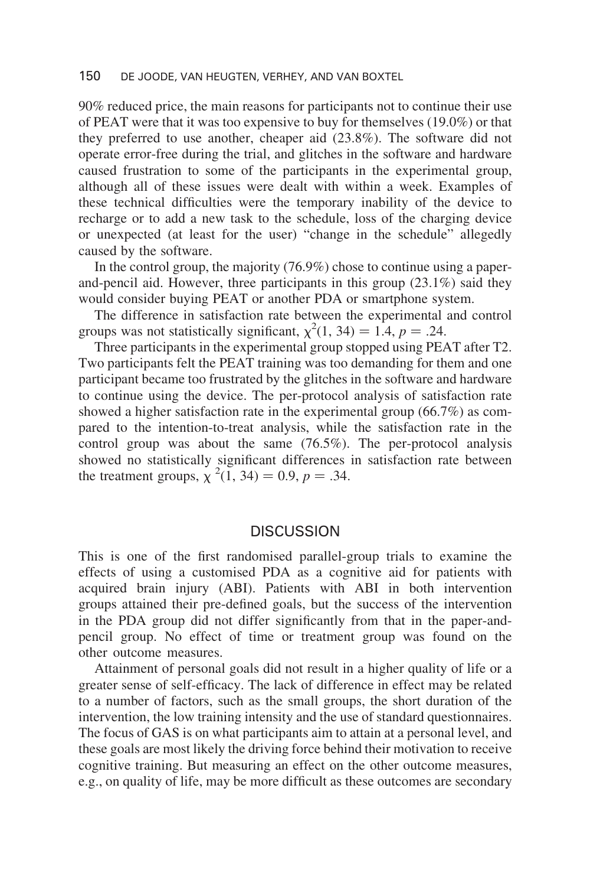90% reduced price, the main reasons for participants not to continue their use of PEAT were that it was too expensive to buy for themselves (19.0%) or that they preferred to use another, cheaper aid (23.8%). The software did not operate error-free during the trial, and glitches in the software and hardware caused frustration to some of the participants in the experimental group, although all of these issues were dealt with within a week. Examples of these technical difficulties were the temporary inability of the device to recharge or to add a new task to the schedule, loss of the charging device or unexpected (at least for the user) "change in the schedule" allegedly caused by the software.

In the control group, the majority (76.9%) chose to continue using a paper-and-pencil aid. However, three participants in this group (23.1%) said they would consider buying PEAT or another PDA or smartphone system.

The difference in satisfaction rate between the experimental and control groups was not statistically significant, $\chi^2(1, 34) = 1.4$, $p = .24$.

Three participants in the experimental group stopped using PEAT after T2. Two participants felt the PEAT training was too demanding for them and one participant became too frustrated by the glitches in the software and hardware to continue using the device. The per-protocol analysis of satisfaction rate showed a higher satisfaction rate in the experimental group (66.7%) as compared to the intention-to-treat analysis, while the satisfaction rate in the control group was about the same (76.5%). The per-protocol analysis showed no statistically significant differences in satisfaction rate between the treatment groups, $\chi^2(1, 34) = 0.9$, $p = .34$.

## DISCUSSION

This is one of the first randomised parallel-group trials to examine the effects of using a customised PDA as a cognitive aid for patients with acquired brain injury (ABI). Patients with ABI in both intervention groups attained their pre-defined goals, but the success of the intervention in the PDA group did not differ significantly from that in the paper-and-pencil group. No effect of time or treatment group was found on the other outcome measures.

Attainment of personal goals did not result in a higher quality of life or a greater sense of self-efficacy. The lack of difference in effect may be related to a number of factors, such as the small groups, the short duration of the intervention, the low training intensity and the use of standard questionnaires. The focus of GAS is on what participants aim to attain at a personal level, and these goals are most likely the driving force behind their motivation to receive cognitive training. But measuring an effect on the other outcome measures, e.g., on quality of life, may be more difficult as these outcomes are secondary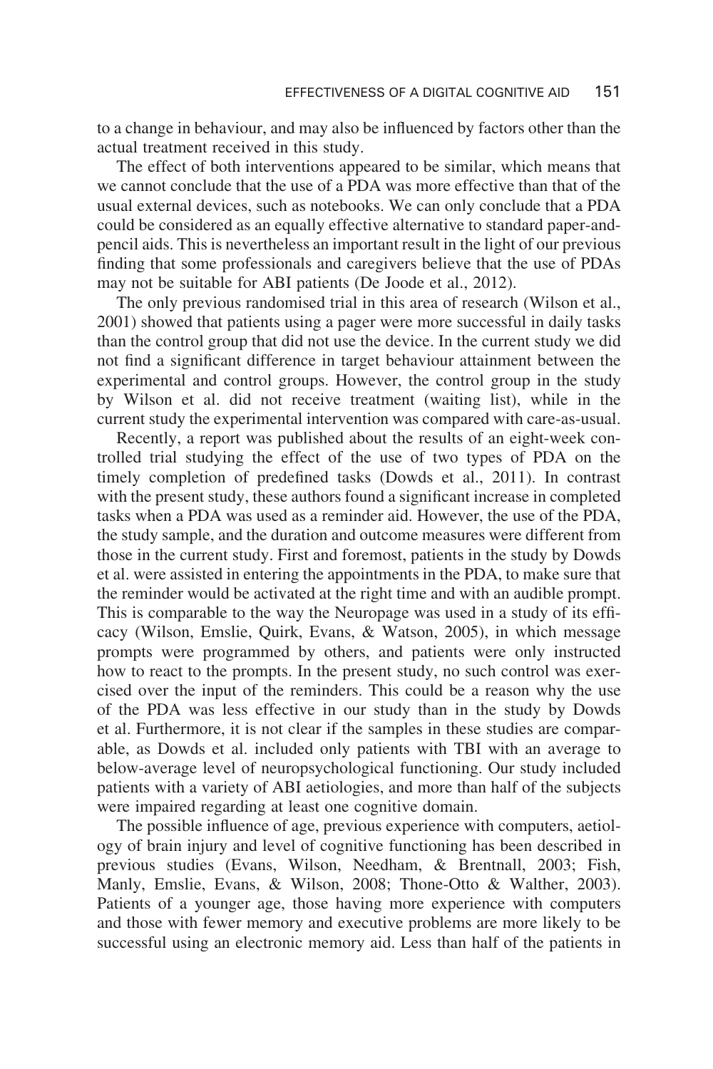to a change in behaviour, and may also be influenced by factors other than the actual treatment received in this study.

The effect of both interventions appeared to be similar, which means that we cannot conclude that the use of a PDA was more effective than that of the usual external devices, such as notebooks. We can only conclude that a PDA could be considered as an equally effective alternative to standard paper-and-pencil aids. This is nevertheless an important result in the light of our previous finding that some professionals and caregivers believe that the use of PDAs may not be suitable for ABI patients (De Joode et al., 2012).

The only previous randomised trial in this area of research (Wilson et al., 2001) showed that patients using a pager were more successful in daily tasks than the control group that did not use the device. In the current study we did not find a significant difference in target behaviour attainment between the experimental and control groups. However, the control group in the study by Wilson et al. did not receive treatment (waiting list), while in the current study the experimental intervention was compared with care-as-usual.

Recently, a report was published about the results of an eight-week controlled trial studying the effect of the use of two types of PDA on the timely completion of predefined tasks (Dowds et al., 2011). In contrast with the present study, these authors found a significant increase in completed tasks when a PDA was used as a reminder aid. However, the use of the PDA, the study sample, and the duration and outcome measures were different from those in the current study. First and foremost, patients in the study by Dowds et al. were assisted in entering the appointments in the PDA, to make sure that the reminder would be activated at the right time and with an audible prompt. This is comparable to the way the Neuropage was used in a study of its efficacy (Wilson, Emslie, Quirk, Evans, & Watson, 2005), in which message prompts were programmed by others, and patients were only instructed how to react to the prompts. In the present study, no such control was exercised over the input of the reminders. This could be a reason why the use of the PDA was less effective in our study than in the study by Dowds et al. Furthermore, it is not clear if the samples in these studies are comparable, as Dowds et al. included only patients with TBI with an average to below-average level of neuropsychological functioning. Our study included patients with a variety of ABI aetiologies, and more than half of the subjects were impaired regarding at least one cognitive domain.

The possible influence of age, previous experience with computers, aetiology of brain injury and level of cognitive functioning has been described in previous studies (Evans, Wilson, Needham, & Brentnall, 2003; Fish, Manly, Emslie, Evans, & Wilson, 2008; Thone-Otto & Walther, 2003). Patients of a younger age, those having more experience with computers and those with fewer memory and executive problems are more likely to be successful using an electronic memory aid. Less than half of the patients in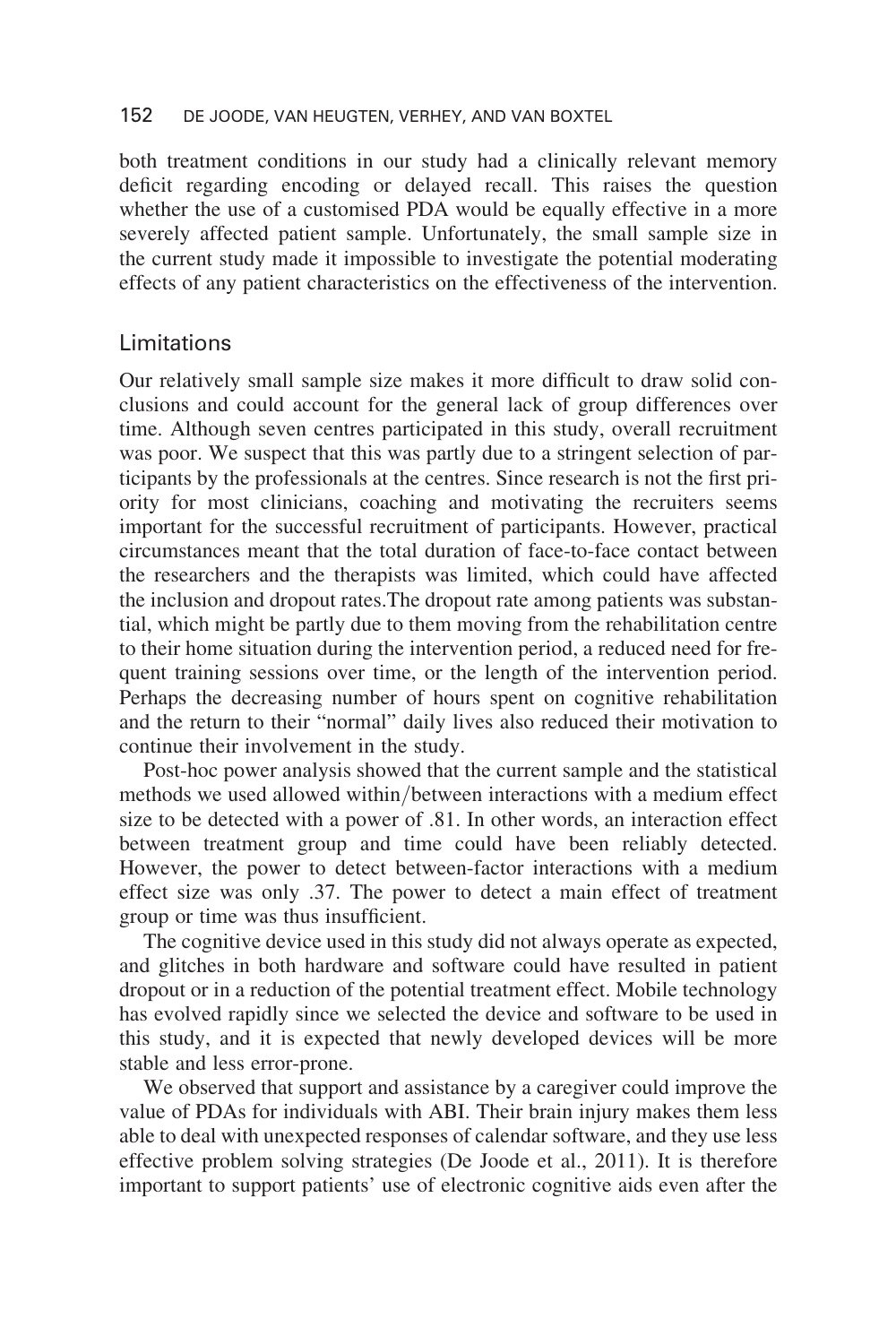both treatment conditions in our study had a clinically relevant memory deficit regarding encoding or delayed recall. This raises the question whether the use of a customised PDA would be equally effective in a more severely affected patient sample. Unfortunately, the small sample size in the current study made it impossible to investigate the potential moderating effects of any patient characteristics on the effectiveness of the intervention.

## Limitations

Our relatively small sample size makes it more difficult to draw solid conclusions and could account for the general lack of group differences over time. Although seven centres participated in this study, overall recruitment was poor. We suspect that this was partly due to a stringent selection of participants by the professionals at the centres. Since research is not the first priority for most clinicians, coaching and motivating the recruiters seems important for the successful recruitment of participants. However, practical circumstances meant that the total duration of face-to-face contact between the researchers and the therapists was limited, which could have affected the inclusion and dropout rates.The dropout rate among patients was substantial, which might be partly due to them moving from the rehabilitation centre to their home situation during the intervention period, a reduced need for frequent training sessions over time, or the length of the intervention period. Perhaps the decreasing number of hours spent on cognitive rehabilitation and the return to their "normal" daily lives also reduced their motivation to continue their involvement in the study.

Post-hoc power analysis showed that the current sample and the statistical methods we used allowed within/between interactions with a medium effect size to be detected with a power of .81. In other words, an interaction effect between treatment group and time could have been reliably detected. However, the power to detect between-factor interactions with a medium effect size was only .37. The power to detect a main effect of treatment group or time was thus insufficient.

The cognitive device used in this study did not always operate as expected, and glitches in both hardware and software could have resulted in patient dropout or in a reduction of the potential treatment effect. Mobile technology has evolved rapidly since we selected the device and software to be used in this study, and it is expected that newly developed devices will be more stable and less error-prone.

We observed that support and assistance by a caregiver could improve the value of PDAs for individuals with ABI. Their brain injury makes them less able to deal with unexpected responses of calendar software, and they use less effective problem solving strategies (De Joode et al., 2011). It is therefore important to support patients' use of electronic cognitive aids even after the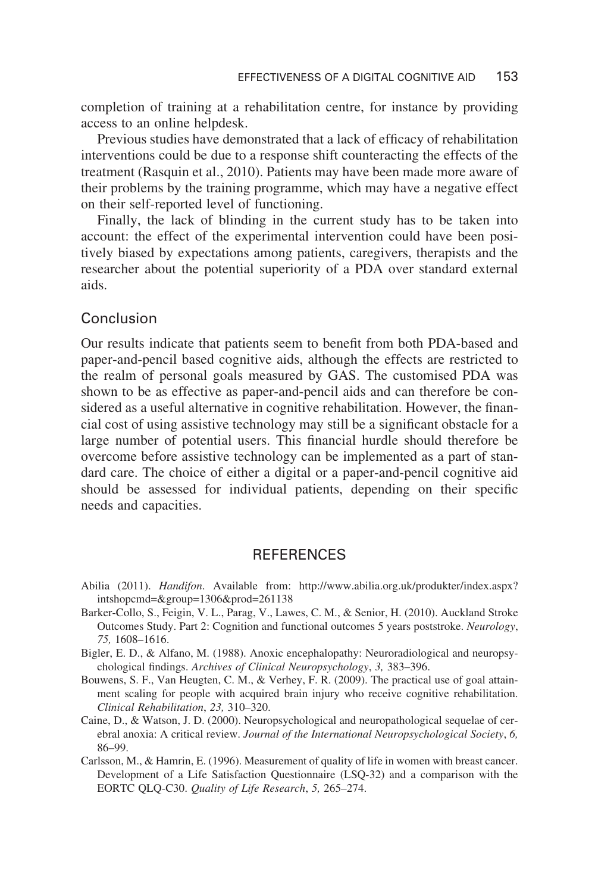completion of training at a rehabilitation centre, for instance by providing access to an online helpdesk.

Previous studies have demonstrated that a lack of efficacy of rehabilitation interventions could be due to a response shift counteracting the effects of the treatment (Rasquin et al., 2010). Patients may have been made more aware of their problems by the training programme, which may have a negative effect on their self-reported level of functioning.

Finally, the lack of blinding in the current study has to be taken into account: the effect of the experimental intervention could have been positively biased by expectations among patients, caregivers, therapists and the researcher about the potential superiority of a PDA over standard external aids.

## Conclusion

Our results indicate that patients seem to benefit from both PDA-based and paper-and-pencil based cognitive aids, although the effects are restricted to the realm of personal goals measured by GAS. The customised PDA was shown to be as effective as paper-and-pencil aids and can therefore be considered as a useful alternative in cognitive rehabilitation. However, the financial cost of using assistive technology may still be a significant obstacle for a large number of potential users. This financial hurdle should therefore be overcome before assistive technology can be implemented as a part of standard care. The choice of either a digital or a paper-and-pencil cognitive aid should be assessed for individual patients, depending on their specific needs and capacities.

## REFERENCES

Abilia (2011). *Handifon*. Available from: http://www.abilia.org.uk/produkter/index.aspx?intshopcmd=&group=1306&prod=261138

Barker-Collo, S., Feigin, V. L., Parag, V., Lawes, C. M., & Senior, H. (2010). Auckland Stroke Outcomes Study. Part 2: Cognition and functional outcomes 5 years poststroke. *Neurology*, *75,* 1608–1616.

Bigler, E. D., & Alfano, M. (1988). Anoxic encephalopathy: Neuroradiological and neuropsychological findings. *Archives of Clinical Neuropsychology*, *3,* 383–396.

Bouwens, S. F., Van Heugten, C. M., & Verhey, F. R. (2009). The practical use of goal attainment scaling for people with acquired brain injury who receive cognitive rehabilitation. *Clinical Rehabilitation*, *23,* 310–320.

Caine, D., & Watson, J. D. (2000). Neuropsychological and neuropathological sequelae of cerebral anoxia: A critical review. *Journal of the International Neuropsychological Society*, *6,* 86–99.

Carlsson, M., & Hamrin, E. (1996). Measurement of quality of life in women with breast cancer. Development of a Life Satisfaction Questionnaire (LSQ-32) and a comparison with the EORTC QLQ-C30. *Quality of Life Research*, *5,* 265–274.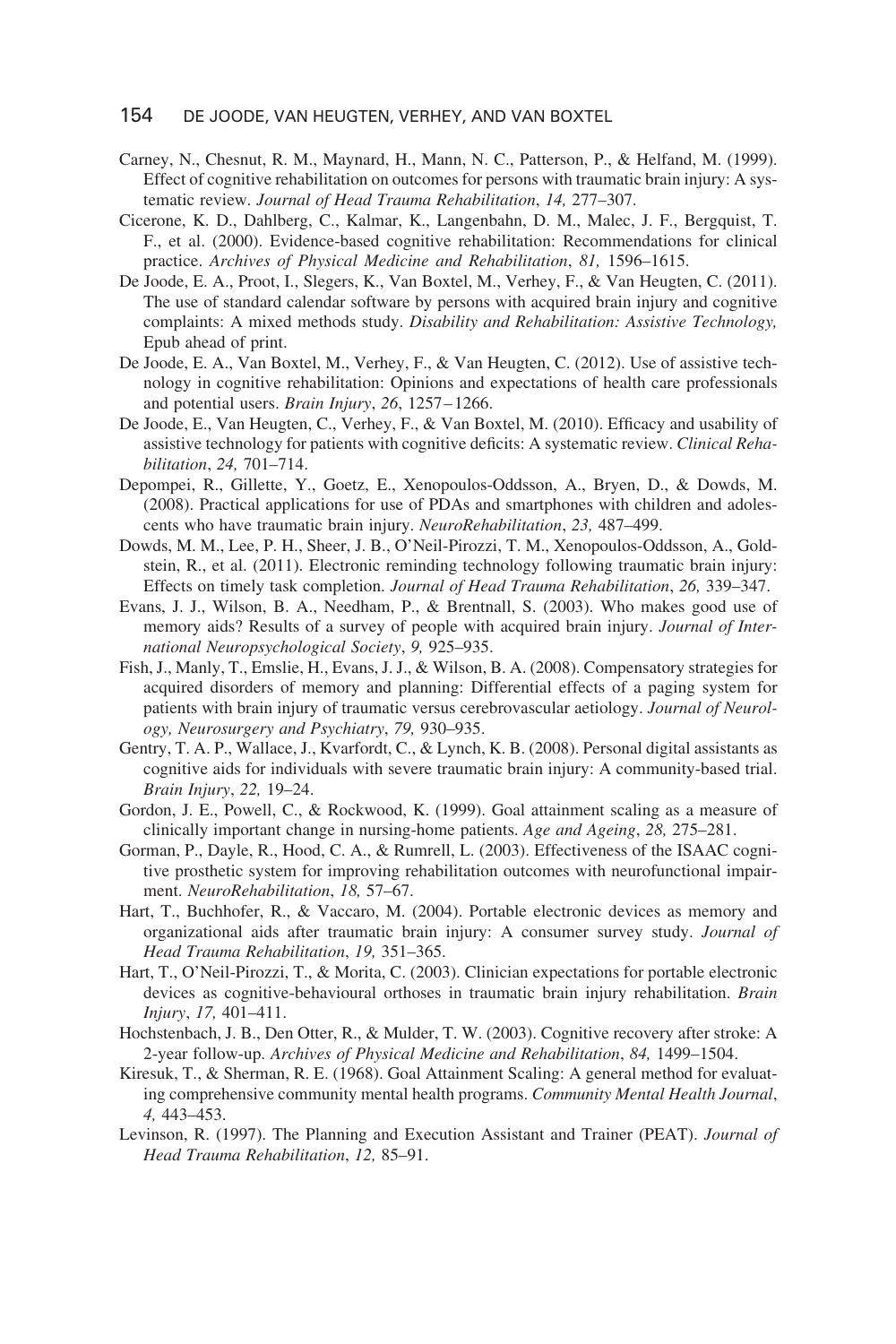Carney, N., Chesnut, R. M., Maynard, H., Mann, N. C., Patterson, P., & Helfand, M. (1999). Effect of cognitive rehabilitation on outcomes for persons with traumatic brain injury: A systematic review. *Journal of Head Trauma Rehabilitation*, *14,* 277–307.

Cicerone, K. D., Dahlberg, C., Kalmar, K., Langenbahn, D. M., Malec, J. F., Bergquist, T. F., et al. (2000). Evidence-based cognitive rehabilitation: Recommendations for clinical practice. *Archives of Physical Medicine and Rehabilitation*, *81,* 1596–1615.

De Joode, E. A., Proot, I., Slegers, K., Van Boxtel, M., Verhey, F., & Van Heugten, C. (2011). The use of standard calendar software by persons with acquired brain injury and cognitive complaints: A mixed methods study. *Disability and Rehabilitation: Assistive Technology,* Epub ahead of print.

De Joode, E. A., Van Boxtel, M., Verhey, F., & Van Heugten, C. (2012). Use of assistive technology in cognitive rehabilitation: Opinions and expectations of health care professionals and potential users. *Brain Injury*, *26*, 1257–1266.

De Joode, E., Van Heugten, C., Verhey, F., & Van Boxtel, M. (2010). Efficacy and usability of assistive technology for patients with cognitive deficits: A systematic review. *Clinical Rehabilitation*, *24,* 701–714.

Depompei, R., Gillette, Y., Goetz, E., Xenopoulos-Oddsson, A., Bryen, D., & Dowds, M. (2008). Practical applications for use of PDAs and smartphones with children and adolescents who have traumatic brain injury. *NeuroRehabilitation*, *23,* 487–499.

Dowds, M. M., Lee, P. H., Sheer, J. B., O'Neil-Pirozzi, T. M., Xenopoulos-Oddsson, A., Goldstein, R., et al. (2011). Electronic reminding technology following traumatic brain injury: Effects on timely task completion. *Journal of Head Trauma Rehabilitation*, *26,* 339–347.

Evans, J. J., Wilson, B. A., Needham, P., & Brentnall, S. (2003). Who makes good use of memory aids? Results of a survey of people with acquired brain injury. *Journal of International Neuropsychological Society*, *9,* 925–935.

Fish, J., Manly, T., Emslie, H., Evans, J. J., & Wilson, B. A. (2008). Compensatory strategies for acquired disorders of memory and planning: Differential effects of a paging system for patients with brain injury of traumatic versus cerebrovascular aetiology. *Journal of Neurology, Neurosurgery and Psychiatry*, *79,* 930–935.

Gentry, T. A. P., Wallace, J., Kvarfordt, C., & Lynch, K. B. (2008). Personal digital assistants as cognitive aids for individuals with severe traumatic brain injury: A community-based trial. *Brain Injury*, *22,* 19–24.

Gordon, J. E., Powell, C., & Rockwood, K. (1999). Goal attainment scaling as a measure of clinically important change in nursing-home patients. *Age and Ageing*, *28,* 275–281.

Gorman, P., Dayle, R., Hood, C. A., & Rumrell, L. (2003). Effectiveness of the ISAAC cognitive prosthetic system for improving rehabilitation outcomes with neurofunctional impairment. *NeuroRehabilitation*, *18,* 57–67.

Hart, T., Buchhofer, R., & Vaccaro, M. (2004). Portable electronic devices as memory and organizational aids after traumatic brain injury: A consumer survey study. *Journal of Head Trauma Rehabilitation*, *19,* 351–365.

Hart, T., O'Neil-Pirozzi, T., & Morita, C. (2003). Clinician expectations for portable electronic devices as cognitive-behavioural orthoses in traumatic brain injury rehabilitation. *Brain Injury*, *17,* 401–411.

Hochstenbach, J. B., Den Otter, R., & Mulder, T. W. (2003). Cognitive recovery after stroke: A 2-year follow-up. *Archives of Physical Medicine and Rehabilitation*, *84,* 1499–1504.

Kiresuk, T., & Sherman, R. E. (1968). Goal Attainment Scaling: A general method for evaluating comprehensive community mental health programs. *Community Mental Health Journal*, *4,* 443–453.

Levinson, R. (1997). The Planning and Execution Assistant and Trainer (PEAT). *Journal of Head Trauma Rehabilitation*, *12,* 85–91.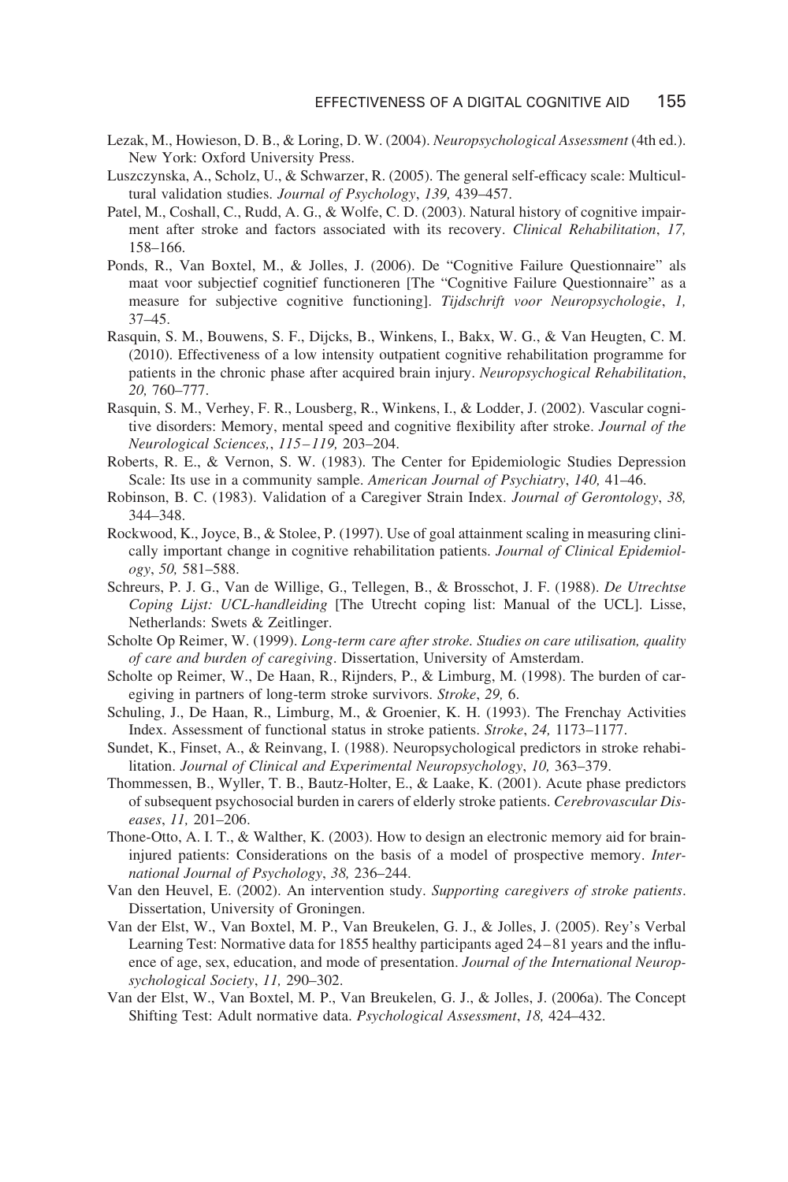Lezak, M., Howieson, D. B., & Loring, D. W. (2004). *Neuropsychological Assessment* (4th ed.). New York: Oxford University Press.

Luszczynska, A., Scholz, U., & Schwarzer, R. (2005). The general self-efficacy scale: Multicultural validation studies. *Journal of Psychology*, *139,* 439–457.

Patel, M., Coshall, C., Rudd, A. G., & Wolfe, C. D. (2003). Natural history of cognitive impairment after stroke and factors associated with its recovery. *Clinical Rehabilitation*, *17,* 158–166.

Ponds, R., Van Boxtel, M., & Jolles, J. (2006). De "Cognitive Failure Questionnaire" als maat voor subjectief cognitief functioneren [The "Cognitive Failure Questionnaire" as a measure for subjective cognitive functioning]. *Tijdschrift voor Neuropsychologie*, *1,* 37–45.

Rasquin, S. M., Bouwens, S. F., Dijcks, B., Winkens, I., Bakx, W. G., & Van Heugten, C. M. (2010). Effectiveness of a low intensity outpatient cognitive rehabilitation programme for patients in the chronic phase after acquired brain injury. *Neuropsychogical Rehabilitation*, *20,* 760–777.

Rasquin, S. M., Verhey, F. R., Lousberg, R., Winkens, I., & Lodder, J. (2002). Vascular cognitive disorders: Memory, mental speed and cognitive flexibility after stroke. *Journal of the Neurological Sciences,*, *115–119,* 203–204.

Roberts, R. E., & Vernon, S. W. (1983). The Center for Epidemiologic Studies Depression Scale: Its use in a community sample. *American Journal of Psychiatry*, *140,* 41–46.

Robinson, B. C. (1983). Validation of a Caregiver Strain Index. *Journal of Gerontology*, *38,* 344–348.

Rockwood, K., Joyce, B., & Stolee, P. (1997). Use of goal attainment scaling in measuring clinically important change in cognitive rehabilitation patients. *Journal of Clinical Epidemiology*, *50,* 581–588.

Schreurs, P. J. G., Van de Willige, G., Tellegen, B., & Brosschot, J. F. (1988). *De Utrechtse Coping Lijst: UCL-handleiding* [The Utrecht coping list: Manual of the UCL]. Lisse, Netherlands: Swets & Zeitlinger.

Scholte Op Reimer, W. (1999). *Long-term care after stroke. Studies on care utilisation, quality of care and burden of caregiving*. Dissertation, University of Amsterdam.

Scholte op Reimer, W., De Haan, R., Rijnders, P., & Limburg, M. (1998). The burden of caregiving in partners of long-term stroke survivors. *Stroke*, *29,* 6.

Schuling, J., De Haan, R., Limburg, M., & Groenier, K. H. (1993). The Frenchay Activities Index. Assessment of functional status in stroke patients. *Stroke*, *24,* 1173–1177.

Sundet, K., Finset, A., & Reinvang, I. (1988). Neuropsychological predictors in stroke rehabilitation. *Journal of Clinical and Experimental Neuropsychology*, *10,* 363–379.

Thommessen, B., Wyller, T. B., Bautz-Holter, E., & Laake, K. (2001). Acute phase predictors of subsequent psychosocial burden in carers of elderly stroke patients. *Cerebrovascular Diseases*, *11,* 201–206.

Thone-Otto, A. I. T., & Walther, K. (2003). How to design an electronic memory aid for brain-injured patients: Considerations on the basis of a model of prospective memory. *International Journal of Psychology*, *38,* 236–244.

Van den Heuvel, E. (2002). An intervention study. *Supporting caregivers of stroke patients*. Dissertation, University of Groningen.

Van der Elst, W., Van Boxtel, M. P., Van Breukelen, G. J., & Jolles, J. (2005). Rey's Verbal Learning Test: Normative data for 1855 healthy participants aged 24–81 years and the influence of age, sex, education, and mode of presentation. *Journal of the International Neuropsychological Society*, *11,* 290–302.

Van der Elst, W., Van Boxtel, M. P., Van Breukelen, G. J., & Jolles, J. (2006a). The Concept Shifting Test: Adult normative data. *Psychological Assessment*, *18,* 424–432.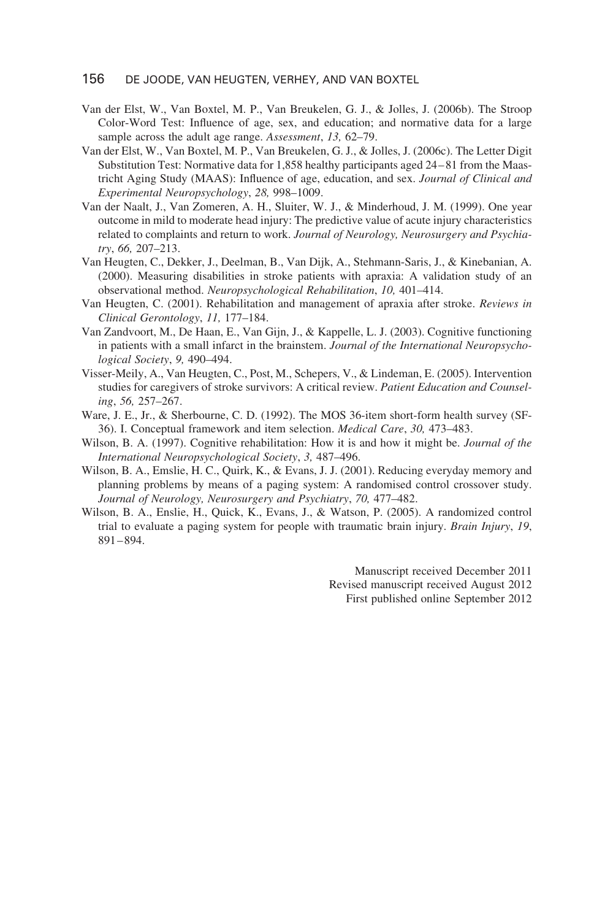Van der Elst, W., Van Boxtel, M. P., Van Breukelen, G. J., & Jolles, J. (2006b). The Stroop Color-Word Test: Influence of age, sex, and education; and normative data for a large sample across the adult age range. *Assessment*, *13,* 62–79.

Van der Elst, W., Van Boxtel, M. P., Van Breukelen, G. J., & Jolles, J. (2006c). The Letter Digit Substitution Test: Normative data for 1,858 healthy participants aged 24–81 from the Maastricht Aging Study (MAAS): Influence of age, education, and sex. *Journal of Clinical and Experimental Neuropsychology*, *28,* 998–1009.

Van der Naalt, J., Van Zomeren, A. H., Sluiter, W. J., & Minderhoud, J. M. (1999). One year outcome in mild to moderate head injury: The predictive value of acute injury characteristics related to complaints and return to work. *Journal of Neurology, Neurosurgery and Psychiatry*, *66,* 207–213.

Van Heugten, C., Dekker, J., Deelman, B., Van Dijk, A., Stehmann-Saris, J., & Kinebanian, A. (2000). Measuring disabilities in stroke patients with apraxia: A validation study of an observational method. *Neuropsychological Rehabilitation*, *10,* 401–414.

Van Heugten, C. (2001). Rehabilitation and management of apraxia after stroke. *Reviews in Clinical Gerontology*, *11,* 177–184.

Van Zandvoort, M., De Haan, E., Van Gijn, J., & Kappelle, L. J. (2003). Cognitive functioning in patients with a small infarct in the brainstem. *Journal of the International Neuropsychological Society*, *9,* 490–494.

Visser-Meily, A., Van Heugten, C., Post, M., Schepers, V., & Lindeman, E. (2005). Intervention studies for caregivers of stroke survivors: A critical review. *Patient Education and Counseling*, *56,* 257–267.

Ware, J. E., Jr., & Sherbourne, C. D. (1992). The MOS 36-item short-form health survey (SF-36). I. Conceptual framework and item selection. *Medical Care*, *30,* 473–483.

Wilson, B. A. (1997). Cognitive rehabilitation: How it is and how it might be. *Journal of the International Neuropsychological Society*, *3,* 487–496.

Wilson, B. A., Emslie, H. C., Quirk, K., & Evans, J. J. (2001). Reducing everyday memory and planning problems by means of a paging system: A randomised control crossover study. *Journal of Neurology, Neurosurgery and Psychiatry*, *70,* 477–482.

Wilson, B. A., Enslie, H., Quick, K., Evans, J., & Watson, P. (2005). A randomized control trial to evaluate a paging system for people with traumatic brain injury. *Brain Injury*, *19*, 891–894.

Manuscript received December 2011
Revised manuscript received August 2012
First published online September 2012